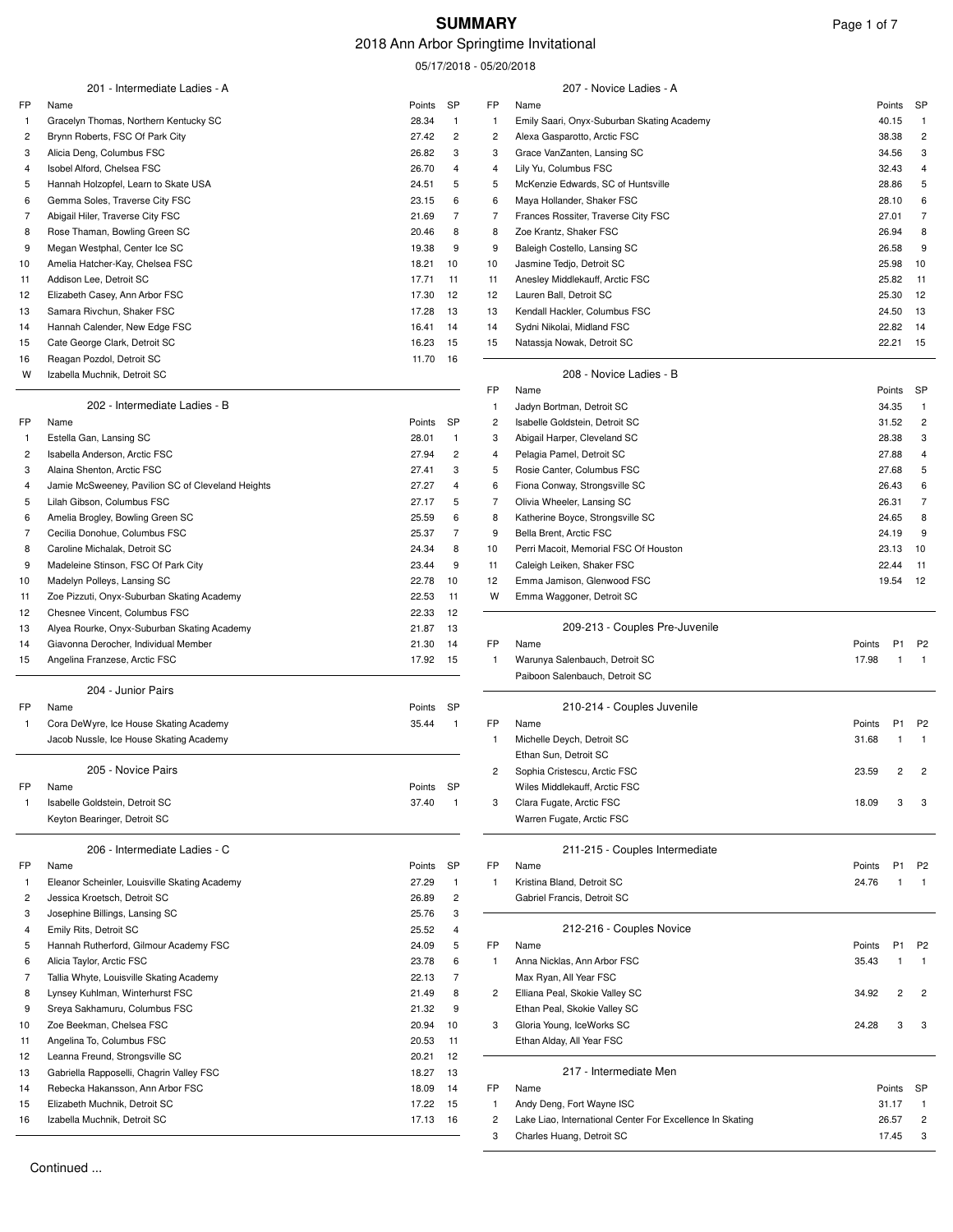# SUMMARY

2018 Ann Arbor Springtime Invitational

05/17/2018 - 05/20/2018

### 201 - Intermediate Ladies - A

| FP | Name | Points | SP |
|---|---|---|---|
| 1 | Gracelyn Thomas, Northern Kentucky SC | 28.34 | 1 |
| 2 | Brynn Roberts, FSC Of Park City | 27.42 | 2 |
| 3 | Alicia Deng, Columbus FSC | 26.82 | 3 |
| 4 | Isobel Alford, Chelsea FSC | 26.70 | 4 |
| 5 | Hannah Holzopfel, Learn to Skate USA | 24.51 | 5 |
| 6 | Gemma Soles, Traverse City FSC | 23.15 | 6 |
| 7 | Abigail Hiler, Traverse City FSC | 21.69 | 7 |
| 8 | Rose Thaman, Bowling Green SC | 20.46 | 8 |
| 9 | Megan Westphal, Center Ice SC | 19.38 | 9 |
| 10 | Amelia Hatcher-Kay, Chelsea FSC | 18.21 | 10 |
| 11 | Addison Lee, Detroit SC | 17.71 | 11 |
| 12 | Elizabeth Casey, Ann Arbor FSC | 17.30 | 12 |
| 13 | Samara Rivchun, Shaker FSC | 17.28 | 13 |
| 14 | Hannah Calender, New Edge FSC | 16.41 | 14 |
| 15 | Cate George Clark, Detroit SC | 16.23 | 15 |
| 16 | Reagan Pozdol, Detroit SC | 11.70 | 16 |
| W | Izabella Muchnik, Detroit SC | | |

### 202 - Intermediate Ladies - B

| FP | Name | Points | SP |
|---|---|---|---|
| 1 | Estella Gan, Lansing SC | 28.01 | 1 |
| 2 | Isabella Anderson, Arctic FSC | 27.94 | 2 |
| 3 | Alaina Shenton, Arctic FSC | 27.41 | 3 |
| 4 | Jamie McSweeney, Pavilion SC of Cleveland Heights | 27.27 | 4 |
| 5 | Lilah Gibson, Columbus FSC | 27.17 | 5 |
| 6 | Amelia Brogley, Bowling Green SC | 25.59 | 6 |
| 7 | Cecilia Donohue, Columbus FSC | 25.37 | 7 |
| 8 | Caroline Michalak, Detroit SC | 24.34 | 8 |
| 9 | Madeleine Stinson, FSC Of Park City | 23.44 | 9 |
| 10 | Madelyn Polleys, Lansing SC | 22.78 | 10 |
| 11 | Zoe Pizzuti, Onyx-Suburban Skating Academy | 22.53 | 11 |
| 12 | Chesnee Vincent, Columbus FSC | 22.33 | 12 |
| 13 | Alyea Rourke, Onyx-Suburban Skating Academy | 21.87 | 13 |
| 14 | Giavonna Derocher, Individual Member | 21.30 | 14 |
| 15 | Angelina Franzese, Arctic FSC | 17.92 | 15 |

### 204 - Junior Pairs

| FP | Name | Points | SP |
|---|---|---|---|
| 1 | Cora DeWyre, Ice House Skating Academy | 35.44 | 1 |
| | Jacob Nussle, Ice House Skating Academy | | |

### 205 - Novice Pairs

| FP | Name | Points | SP |
|---|---|---|---|
| 1 | Isabelle Goldstein, Detroit SC | 37.40 | 1 |
| | Keyton Bearinger, Detroit SC | | |

### 206 - Intermediate Ladies - C

| FP | Name | Points | SP |
|---|---|---|---|
| 1 | Eleanor Scheinler, Louisville Skating Academy | 27.29 | 1 |
| 2 | Jessica Kroetsch, Detroit SC | 26.89 | 2 |
| 3 | Josephine Billings, Lansing SC | 25.76 | 3 |
| 4 | Emily Rits, Detroit SC | 25.52 | 4 |
| 5 | Hannah Rutherford, Gilmour Academy FSC | 24.09 | 5 |
| 6 | Alicia Taylor, Arctic FSC | 23.78 | 6 |
| 7 | Tallia Whyte, Louisville Skating Academy | 22.13 | 7 |
| 8 | Lynsey Kuhlman, Winterhurst FSC | 21.49 | 8 |
| 9 | Sreya Sakhamuru, Columbus FSC | 21.32 | 9 |
| 10 | Zoe Beekman, Chelsea FSC | 20.94 | 10 |
| 11 | Angelina To, Columbus FSC | 20.53 | 11 |
| 12 | Leanna Freund, Strongsville SC | 20.21 | 12 |
| 13 | Gabriella Rapposelli, Chagrin Valley FSC | 18.27 | 13 |
| 14 | Rebecka Hakansson, Ann Arbor FSC | 18.09 | 14 |
| 15 | Elizabeth Muchnik, Detroit SC | 17.22 | 15 |
| 16 | Izabella Muchnik, Detroit SC | 17.13 | 16 |

### 207 - Novice Ladies - A

| FP | Name | Points | SP |
|---|---|---|---|
| 1 | Emily Saari, Onyx-Suburban Skating Academy | 40.15 | 1 |
| 2 | Alexa Gasparotto, Arctic FSC | 38.38 | 2 |
| 3 | Grace VanZanten, Lansing SC | 34.56 | 3 |
| 4 | Lily Yu, Columbus FSC | 32.43 | 4 |
| 5 | McKenzie Edwards, SC of Huntsville | 28.86 | 5 |
| 6 | Maya Hollander, Shaker FSC | 28.10 | 6 |
| 7 | Frances Rossiter, Traverse City FSC | 27.01 | 7 |
| 8 | Zoe Krantz, Shaker FSC | 26.94 | 8 |
| 9 | Baleigh Costello, Lansing SC | 26.58 | 9 |
| 10 | Jasmine Tedjo, Detroit SC | 25.98 | 10 |
| 11 | Anesley Middlekauff, Arctic FSC | 25.82 | 11 |
| 12 | Lauren Ball, Detroit SC | 25.30 | 12 |
| 13 | Kendall Hackler, Columbus FSC | 24.50 | 13 |
| 14 | Sydni Nikolai, Midland FSC | 22.82 | 14 |
| 15 | Natassja Nowak, Detroit SC | 22.21 | 15 |

### 208 - Novice Ladies - B

| FP | Name | Points | SP |
|---|---|---|---|
| 1 | Jadyn Bortman, Detroit SC | 34.35 | 1 |
| 2 | Isabelle Goldstein, Detroit SC | 31.52 | 2 |
| 3 | Abigail Harper, Cleveland SC | 28.38 | 3 |
| 4 | Pelagia Pamel, Detroit SC | 27.88 | 4 |
| 5 | Rosie Canter, Columbus FSC | 27.68 | 5 |
| 6 | Fiona Conway, Strongsville SC | 26.43 | 6 |
| 7 | Olivia Wheeler, Lansing SC | 26.31 | 7 |
| 8 | Katherine Boyce, Strongsville SC | 24.65 | 8 |
| 9 | Bella Brent, Arctic FSC | 24.19 | 9 |
| 10 | Perri Macoit, Memorial FSC Of Houston | 23.13 | 10 |
| 11 | Caleigh Leiken, Shaker FSC | 22.44 | 11 |
| 12 | Emma Jamison, Glenwood FSC | 19.54 | 12 |
| W | Emma Waggoner, Detroit SC | | |

### 209-213 - Couples Pre-Juvenile

| FP | Name | Points | P1 | P2 |
|---|---|---|---|---|
| 1 | Warunya Salenbauch, Detroit SC | 17.98 | 1 | 1 |
| | Paiboon Salenbauch, Detroit SC | | | |

### 210-214 - Couples Juvenile

| FP | Name | Points | P1 | P2 |
|---|---|---|---|---|
| 1 | Michelle Deych, Detroit SC | 31.68 | 1 | 1 |
| | Ethan Sun, Detroit SC | | | |
| 2 | Sophia Cristescu, Arctic FSC | 23.59 | 2 | 2 |
| | Wiles Middlekauff, Arctic FSC | | | |
| 3 | Clara Fugate, Arctic FSC | 18.09 | 3 | 3 |
| | Warren Fugate, Arctic FSC | | | |

### 211-215 - Couples Intermediate

| FP | Name | Points | P1 | P2 |
|---|---|---|---|---|
| 1 | Kristina Bland, Detroit SC | 24.76 | 1 | 1 |
| | Gabriel Francis, Detroit SC | | | |

### 212-216 - Couples Novice

| FP | Name | Points | P1 | P2 |
|---|---|---|---|---|
| 1 | Anna Nicklas, Ann Arbor FSC | 35.43 | 1 | 1 |
| | Max Ryan, All Year FSC | | | |
| 2 | Elliana Peal, Skokie Valley SC | 34.92 | 2 | 2 |
| | Ethan Peal, Skokie Valley SC | | | |
| 3 | Gloria Young, IceWorks SC | 24.28 | 3 | 3 |
| | Ethan Alday, All Year FSC | | | |

### 217 - Intermediate Men

| FP | Name | Points | SP |
|---|---|---|---|
| 1 | Andy Deng, Fort Wayne ISC | 31.17 | 1 |
| 2 | Lake Liao, International Center For Excellence In Skating | 26.57 | 2 |
| 3 | Charles Huang, Detroit SC | 17.45 | 3 |

Continued ...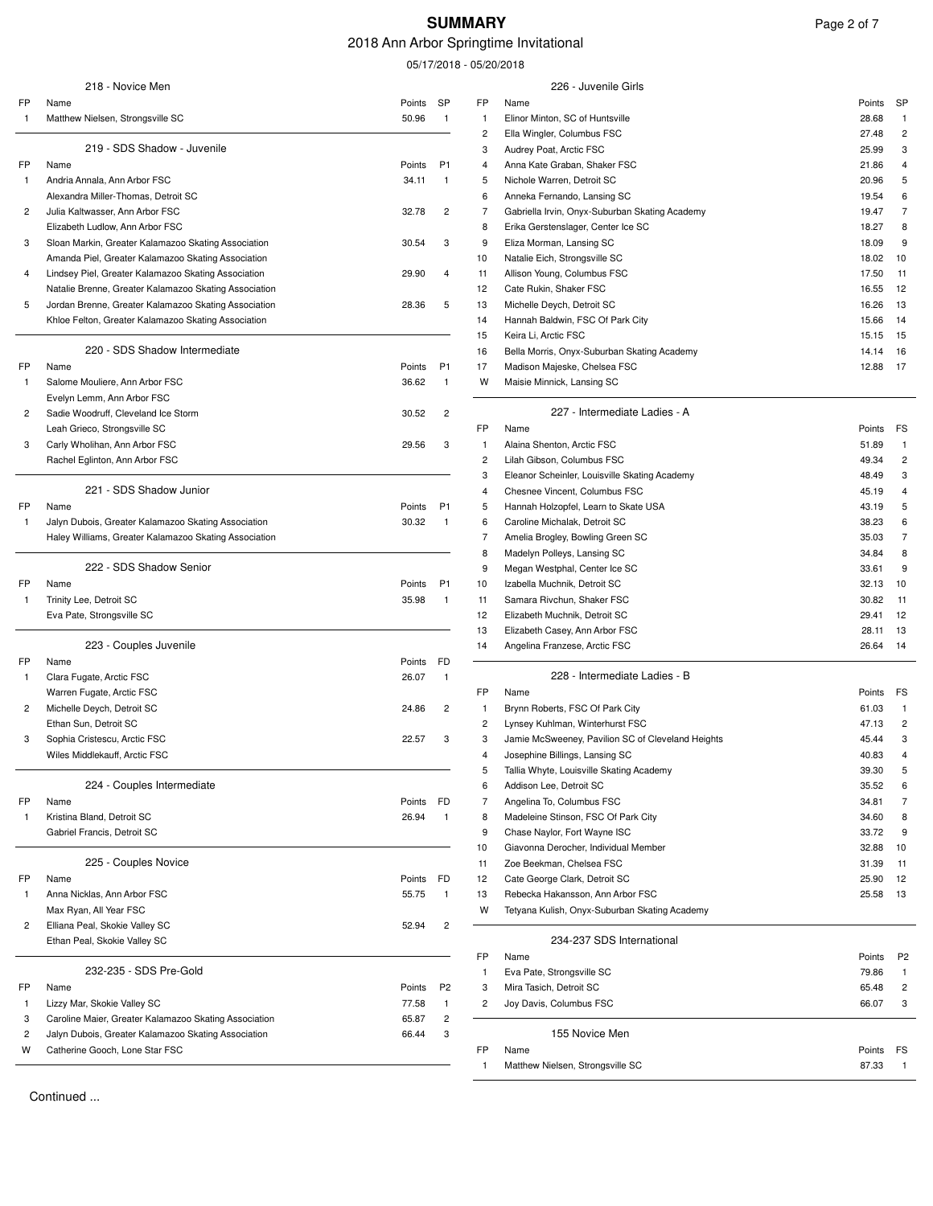# SUMMARY

2018 Ann Arbor Springtime Invitational

05/17/2018 - 05/20/2018

### 218 - Novice Men

| FP | Name | Points | SP |
|---|---|---|---|
| 1 | Matthew Nielsen, Strongsville SC | 50.96 | 1 |

### 219 - SDS Shadow - Juvenile

| FP | Name | Points | P1 |
|---|---|---|---|
| 1 | Andria Annala, Ann Arbor FSC | 34.11 | 1 |
| | Alexandra Miller-Thomas, Detroit SC | | |
| 2 | Julia Kaltwasser, Ann Arbor FSC | 32.78 | 2 |
| | Elizabeth Ludlow, Ann Arbor FSC | | |
| 3 | Sloan Markin, Greater Kalamazoo Skating Association | 30.54 | 3 |
| | Amanda Piel, Greater Kalamazoo Skating Association | | |
| 4 | Lindsey Piel, Greater Kalamazoo Skating Association | 29.90 | 4 |
| | Natalie Brenne, Greater Kalamazoo Skating Association | | |
| 5 | Jordan Brenne, Greater Kalamazoo Skating Association | 28.36 | 5 |
| | Khloe Felton, Greater Kalamazoo Skating Association | | |

### 220 - SDS Shadow Intermediate

| FP | Name | Points | P1 |
|---|---|---|---|
| 1 | Salome Mouliere, Ann Arbor FSC | 36.62 | 1 |
| | Evelyn Lemm, Ann Arbor FSC | | |
| 2 | Sadie Woodruff, Cleveland Ice Storm | 30.52 | 2 |
| | Leah Grieco, Strongsville SC | | |
| 3 | Carly Wholihan, Ann Arbor FSC | 29.56 | 3 |
| | Rachel Eglinton, Ann Arbor FSC | | |

### 221 - SDS Shadow Junior

| FP | Name | Points | P1 |
|---|---|---|---|
| 1 | Jalyn Dubois, Greater Kalamazoo Skating Association | 30.32 | 1 |
| | Haley Williams, Greater Kalamazoo Skating Association | | |

### 222 - SDS Shadow Senior

| FP | Name | Points | P1 |
|---|---|---|---|
| 1 | Trinity Lee, Detroit SC | 35.98 | 1 |
| | Eva Pate, Strongsville SC | | |

### 223 - Couples Juvenile

| FP | Name | Points | FD |
|---|---|---|---|
| 1 | Clara Fugate, Arctic FSC | 26.07 | 1 |
| | Warren Fugate, Arctic FSC | | |
| 2 | Michelle Deych, Detroit SC | 24.86 | 2 |
| | Ethan Sun, Detroit SC | | |
| 3 | Sophia Cristescu, Arctic FSC | 22.57 | 3 |
| | Wiles Middlekauff, Arctic FSC | | |

### 224 - Couples Intermediate

| FP | Name | Points | FD |
|---|---|---|---|
| 1 | Kristina Bland, Detroit SC | 26.94 | 1 |
| | Gabriel Francis, Detroit SC | | |

### 225 - Couples Novice

| FP | Name | Points | FD |
|---|---|---|---|
| 1 | Anna Nicklas, Ann Arbor FSC | 55.75 | 1 |
| | Max Ryan, All Year FSC | | |
| 2 | Elliana Peal, Skokie Valley SC | 52.94 | 2 |
| | Ethan Peal, Skokie Valley SC | | |

### 232-235 - SDS Pre-Gold

| FP | Name | Points | P2 |
|---|---|---|---|
| 1 | Lizzy Mar, Skokie Valley SC | 77.58 | 1 |
| 3 | Caroline Maier, Greater Kalamazoo Skating Association | 65.87 | 2 |
| 2 | Jalyn Dubois, Greater Kalamazoo Skating Association | 66.44 | 3 |
| W | Catherine Gooch, Lone Star FSC | | |

### 226 - Juvenile Girls

| FP | Name | Points | SP |
|---|---|---|---|
| 1 | Elinor Minton, SC of Huntsville | 28.68 | 1 |
| 2 | Ella Wingler, Columbus FSC | 27.48 | 2 |
| 3 | Audrey Poat, Arctic FSC | 25.99 | 3 |
| 4 | Anna Kate Graban, Shaker FSC | 21.86 | 4 |
| 5 | Nichole Warren, Detroit SC | 20.96 | 5 |
| 6 | Anneka Fernando, Lansing SC | 19.54 | 6 |
| 7 | Gabriella Irvin, Onyx-Suburban Skating Academy | 19.47 | 7 |
| 8 | Erika Gerstenslager, Center Ice SC | 18.27 | 8 |
| 9 | Eliza Morman, Lansing SC | 18.09 | 9 |
| 10 | Natalie Eich, Strongsville SC | 18.02 | 10 |
| 11 | Allison Young, Columbus FSC | 17.50 | 11 |
| 12 | Cate Rukin, Shaker FSC | 16.55 | 12 |
| 13 | Michelle Deych, Detroit SC | 16.26 | 13 |
| 14 | Hannah Baldwin, FSC Of Park City | 15.66 | 14 |
| 15 | Keira Li, Arctic FSC | 15.15 | 15 |
| 16 | Bella Morris, Onyx-Suburban Skating Academy | 14.14 | 16 |
| 17 | Madison Majeske, Chelsea FSC | 12.88 | 17 |
| W | Maisie Minnick, Lansing SC | | |

### 227 - Intermediate Ladies - A

| FP | Name | Points | FS |
|---|---|---|---|
| 1 | Alaina Shenton, Arctic FSC | 51.89 | 1 |
| 2 | Lilah Gibson, Columbus FSC | 49.34 | 2 |
| 3 | Eleanor Scheinler, Louisville Skating Academy | 48.49 | 3 |
| 4 | Chesnee Vincent, Columbus FSC | 45.19 | 4 |
| 5 | Hannah Holzopfel, Learn to Skate USA | 43.19 | 5 |
| 6 | Caroline Michalak, Detroit SC | 38.23 | 6 |
| 7 | Amelia Brogley, Bowling Green SC | 35.03 | 7 |
| 8 | Madelyn Polleys, Lansing SC | 34.84 | 8 |
| 9 | Megan Westphal, Center Ice SC | 33.61 | 9 |
| 10 | Izabella Muchnik, Detroit SC | 32.13 | 10 |
| 11 | Samara Rivchun, Shaker FSC | 30.82 | 11 |
| 12 | Elizabeth Muchnik, Detroit SC | 29.41 | 12 |
| 13 | Elizabeth Casey, Ann Arbor FSC | 28.11 | 13 |
| 14 | Angelina Franzese, Arctic FSC | 26.64 | 14 |

### 228 - Intermediate Ladies - B

| FP | Name | Points | FS |
|---|---|---|---|
| 1 | Brynn Roberts, FSC Of Park City | 61.03 | 1 |
| 2 | Lynsey Kuhlman, Winterhurst FSC | 47.13 | 2 |
| 3 | Jamie McSweeney, Pavilion SC of Cleveland Heights | 45.44 | 3 |
| 4 | Josephine Billings, Lansing SC | 40.83 | 4 |
| 5 | Tallia Whyte, Louisville Skating Academy | 39.30 | 5 |
| 6 | Addison Lee, Detroit SC | 35.52 | 6 |
| 7 | Angelina To, Columbus FSC | 34.81 | 7 |
| 8 | Madeleine Stinson, FSC Of Park City | 34.60 | 8 |
| 9 | Chase Naylor, Fort Wayne ISC | 33.72 | 9 |
| 10 | Giavonna Derocher, Individual Member | 32.88 | 10 |
| 11 | Zoe Beekman, Chelsea FSC | 31.39 | 11 |
| 12 | Cate George Clark, Detroit SC | 25.90 | 12 |
| 13 | Rebecka Hakansson, Ann Arbor FSC | 25.58 | 13 |
| W | Tetyana Kulish, Onyx-Suburban Skating Academy | | |

### 234-237 SDS International

| FP | Name | Points | P2 |
|---|---|---|---|
| 1 | Eva Pate, Strongsville SC | 79.86 | 1 |
| 3 | Mira Tasich, Detroit SC | 65.48 | 2 |
| 2 | Joy Davis, Columbus FSC | 66.07 | 3 |

### 155 Novice Men

| FP | Name | Points | FS |
|---|---|---|---|
| 1 | Matthew Nielsen, Strongsville SC | 87.33 | 1 |

Continued ...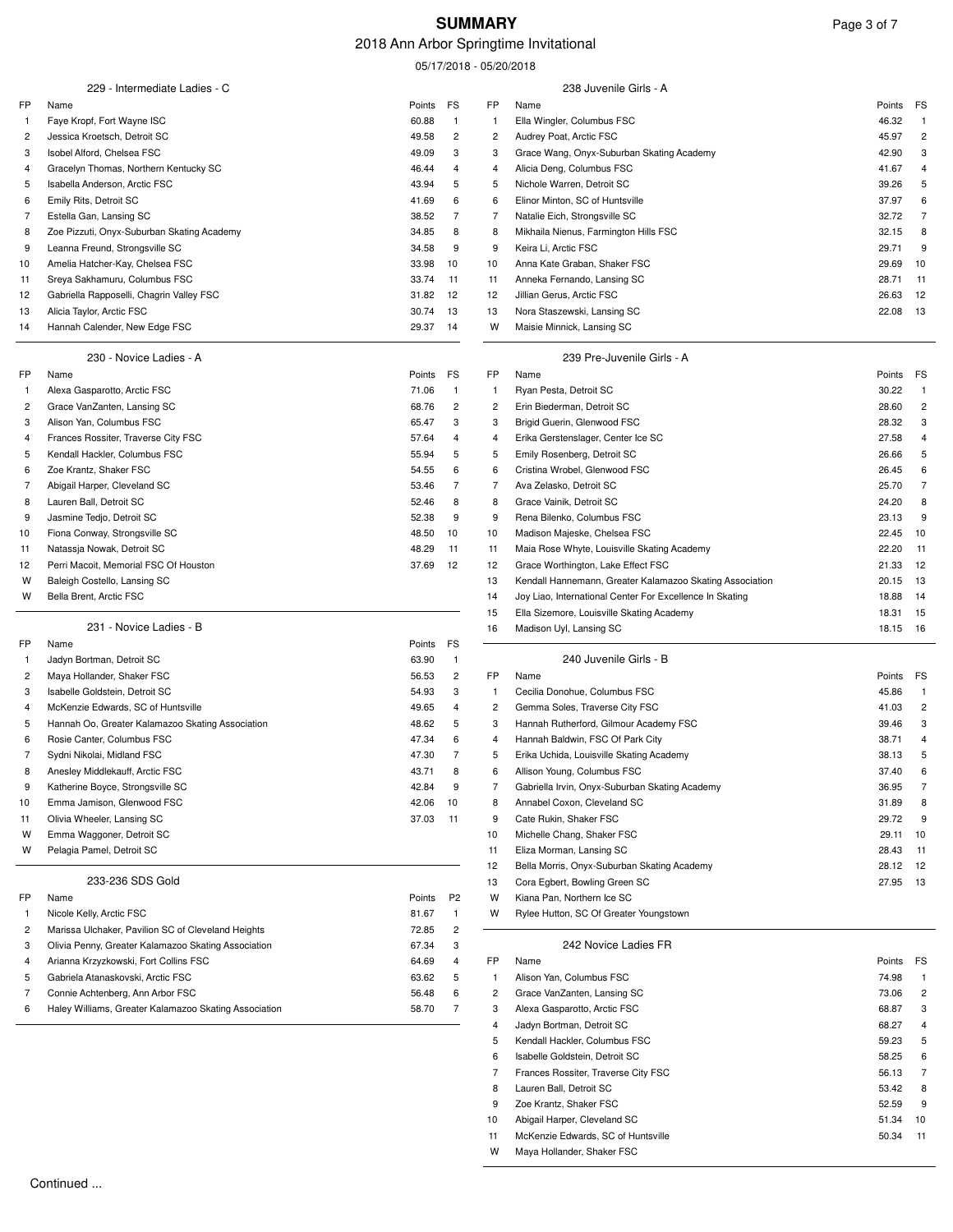# SUMMARY

## 2018 Ann Arbor Springtime Invitational

05/17/2018 - 05/20/2018

### 229 - Intermediate Ladies - C

| FP | Name | Points | FS |
|---|---|---|---|
| 1 | Faye Kropf, Fort Wayne ISC | 60.88 | 1 |
| 2 | Jessica Kroetsch, Detroit SC | 49.58 | 2 |
| 3 | Isobel Alford, Chelsea FSC | 49.09 | 3 |
| 4 | Gracelyn Thomas, Northern Kentucky SC | 46.44 | 4 |
| 5 | Isabella Anderson, Arctic FSC | 43.94 | 5 |
| 6 | Emily Rits, Detroit SC | 41.69 | 6 |
| 7 | Estella Gan, Lansing SC | 38.52 | 7 |
| 8 | Zoe Pizzuti, Onyx-Suburban Skating Academy | 34.85 | 8 |
| 9 | Leanna Freund, Strongsville SC | 34.58 | 9 |
| 10 | Amelia Hatcher-Kay, Chelsea FSC | 33.98 | 10 |
| 11 | Sreya Sakhamuru, Columbus FSC | 33.74 | 11 |
| 12 | Gabriella Rapposelli, Chagrin Valley FSC | 31.82 | 12 |
| 13 | Alicia Taylor, Arctic FSC | 30.74 | 13 |
| 14 | Hannah Calender, New Edge FSC | 29.37 | 14 |

### 230 - Novice Ladies - A

| FP | Name | Points | FS |
|---|---|---|---|
| 1 | Alexa Gasparotto, Arctic FSC | 71.06 | 1 |
| 2 | Grace VanZanten, Lansing SC | 68.76 | 2 |
| 3 | Alison Yan, Columbus FSC | 65.47 | 3 |
| 4 | Frances Rossiter, Traverse City FSC | 57.64 | 4 |
| 5 | Kendall Hackler, Columbus FSC | 55.94 | 5 |
| 6 | Zoe Krantz, Shaker FSC | 54.55 | 6 |
| 7 | Abigail Harper, Cleveland SC | 53.46 | 7 |
| 8 | Lauren Ball, Detroit SC | 52.46 | 8 |
| 9 | Jasmine Tedjo, Detroit SC | 52.38 | 9 |
| 10 | Fiona Conway, Strongsville SC | 48.50 | 10 |
| 11 | Natassja Nowak, Detroit SC | 48.29 | 11 |
| 12 | Perri Macoit, Memorial FSC Of Houston | 37.69 | 12 |
| W | Baleigh Costello, Lansing SC | | |
| W | Bella Brent, Arctic FSC | | |

### 231 - Novice Ladies - B

| FP | Name | Points | FS |
|---|---|---|---|
| 1 | Jadyn Bortman, Detroit SC | 63.90 | 1 |
| 2 | Maya Hollander, Shaker FSC | 56.53 | 2 |
| 3 | Isabelle Goldstein, Detroit SC | 54.93 | 3 |
| 4 | McKenzie Edwards, SC of Huntsville | 49.65 | 4 |
| 5 | Hannah Oo, Greater Kalamazoo Skating Association | 48.62 | 5 |
| 6 | Rosie Canter, Columbus FSC | 47.34 | 6 |
| 7 | Sydni Nikolai, Midland FSC | 47.30 | 7 |
| 8 | Anesley Middlekauff, Arctic FSC | 43.71 | 8 |
| 9 | Katherine Boyce, Strongsville SC | 42.84 | 9 |
| 10 | Emma Jamison, Glenwood FSC | 42.06 | 10 |
| 11 | Olivia Wheeler, Lansing SC | 37.03 | 11 |
| W | Emma Waggoner, Detroit SC | | |
| W | Pelagia Pamel, Detroit SC | | |

### 233-236 SDS Gold

| FP | Name | Points | P2 |
|---|---|---|---|
| 1 | Nicole Kelly, Arctic FSC | 81.67 | 1 |
| 2 | Marissa Ulchaker, Pavilion SC of Cleveland Heights | 72.85 | 2 |
| 3 | Olivia Penny, Greater Kalamazoo Skating Association | 67.34 | 3 |
| 4 | Arianna Krzyzkowski, Fort Collins FSC | 64.69 | 4 |
| 5 | Gabriela Atanaskovski, Arctic FSC | 63.62 | 5 |
| 7 | Connie Achtenberg, Ann Arbor FSC | 56.48 | 6 |
| 6 | Haley Williams, Greater Kalamazoo Skating Association | 58.70 | 7 |

### 238 Juvenile Girls - A

| FP | Name | Points | FS |
|---|---|---|---|
| 1 | Ella Wingler, Columbus FSC | 46.32 | 1 |
| 2 | Audrey Poat, Arctic FSC | 45.97 | 2 |
| 3 | Grace Wang, Onyx-Suburban Skating Academy | 42.90 | 3 |
| 4 | Alicia Deng, Columbus FSC | 41.67 | 4 |
| 5 | Nichole Warren, Detroit SC | 39.26 | 5 |
| 6 | Elinor Minton, SC of Huntsville | 37.97 | 6 |
| 7 | Natalie Eich, Strongsville SC | 32.72 | 7 |
| 8 | Mikhaila Nienus, Farmington Hills FSC | 32.15 | 8 |
| 9 | Keira Li, Arctic FSC | 29.71 | 9 |
| 10 | Anna Kate Graban, Shaker FSC | 29.69 | 10 |
| 11 | Anneka Fernando, Lansing SC | 28.71 | 11 |
| 12 | Jillian Gerus, Arctic FSC | 26.63 | 12 |
| 13 | Nora Staszewski, Lansing SC | 22.08 | 13 |
| W | Maisie Minnick, Lansing SC | | |

### 239 Pre-Juvenile Girls - A

| FP | Name | Points | FS |
|---|---|---|---|
| 1 | Ryan Pesta, Detroit SC | 30.22 | 1 |
| 2 | Erin Biederman, Detroit SC | 28.60 | 2 |
| 3 | Brigid Guerin, Glenwood FSC | 28.32 | 3 |
| 4 | Erika Gerstenslager, Center Ice SC | 27.58 | 4 |
| 5 | Emily Rosenberg, Detroit SC | 26.66 | 5 |
| 6 | Cristina Wrobel, Glenwood FSC | 26.45 | 6 |
| 7 | Ava Zelasko, Detroit SC | 25.70 | 7 |
| 8 | Grace Vainik, Detroit SC | 24.20 | 8 |
| 9 | Rena Bilenko, Columbus FSC | 23.13 | 9 |
| 10 | Madison Majeske, Chelsea FSC | 22.45 | 10 |
| 11 | Maia Rose Whyte, Louisville Skating Academy | 22.20 | 11 |
| 12 | Grace Worthington, Lake Effect FSC | 21.33 | 12 |
| 13 | Kendall Hannemann, Greater Kalamazoo Skating Association | 20.15 | 13 |
| 14 | Joy Liao, International Center For Excellence In Skating | 18.88 | 14 |
| 15 | Ella Sizemore, Louisville Skating Academy | 18.31 | 15 |
| 16 | Madison Uyl, Lansing SC | 18.15 | 16 |

### 240 Juvenile Girls - B

| FP | Name | Points | FS |
|---|---|---|---|
| 1 | Cecilia Donohue, Columbus FSC | 45.86 | 1 |
| 2 | Gemma Soles, Traverse City FSC | 41.03 | 2 |
| 3 | Hannah Rutherford, Gilmour Academy FSC | 39.46 | 3 |
| 4 | Hannah Baldwin, FSC Of Park City | 38.71 | 4 |
| 5 | Erika Uchida, Louisville Skating Academy | 38.13 | 5 |
| 6 | Allison Young, Columbus FSC | 37.40 | 6 |
| 7 | Gabriella Irvin, Onyx-Suburban Skating Academy | 36.95 | 7 |
| 8 | Annabel Coxon, Cleveland SC | 31.89 | 8 |
| 9 | Cate Rukin, Shaker FSC | 29.72 | 9 |
| 10 | Michelle Chang, Shaker FSC | 29.11 | 10 |
| 11 | Eliza Morman, Lansing SC | 28.43 | 11 |
| 12 | Bella Morris, Onyx-Suburban Skating Academy | 28.12 | 12 |
| 13 | Cora Egbert, Bowling Green SC | 27.95 | 13 |
| W | Kiana Pan, Northern Ice SC | | |
| W | Rylee Hutton, SC Of Greater Youngstown | | |

### 242 Novice Ladies FR

| FP | Name | Points | FS |
|---|---|---|---|
| 1 | Alison Yan, Columbus FSC | 74.98 | 1 |
| 2 | Grace VanZanten, Lansing SC | 73.06 | 2 |
| 3 | Alexa Gasparotto, Arctic FSC | 68.87 | 3 |
| 4 | Jadyn Bortman, Detroit SC | 68.27 | 4 |
| 5 | Kendall Hackler, Columbus FSC | 59.23 | 5 |
| 6 | Isabelle Goldstein, Detroit SC | 58.25 | 6 |
| 7 | Frances Rossiter, Traverse City FSC | 56.13 | 7 |
| 8 | Lauren Ball, Detroit SC | 53.42 | 8 |
| 9 | Zoe Krantz, Shaker FSC | 52.59 | 9 |
| 10 | Abigail Harper, Cleveland SC | 51.34 | 10 |
| 11 | McKenzie Edwards, SC of Huntsville | 50.34 | 11 |
| W | Maya Hollander, Shaker FSC | | |

Continued ...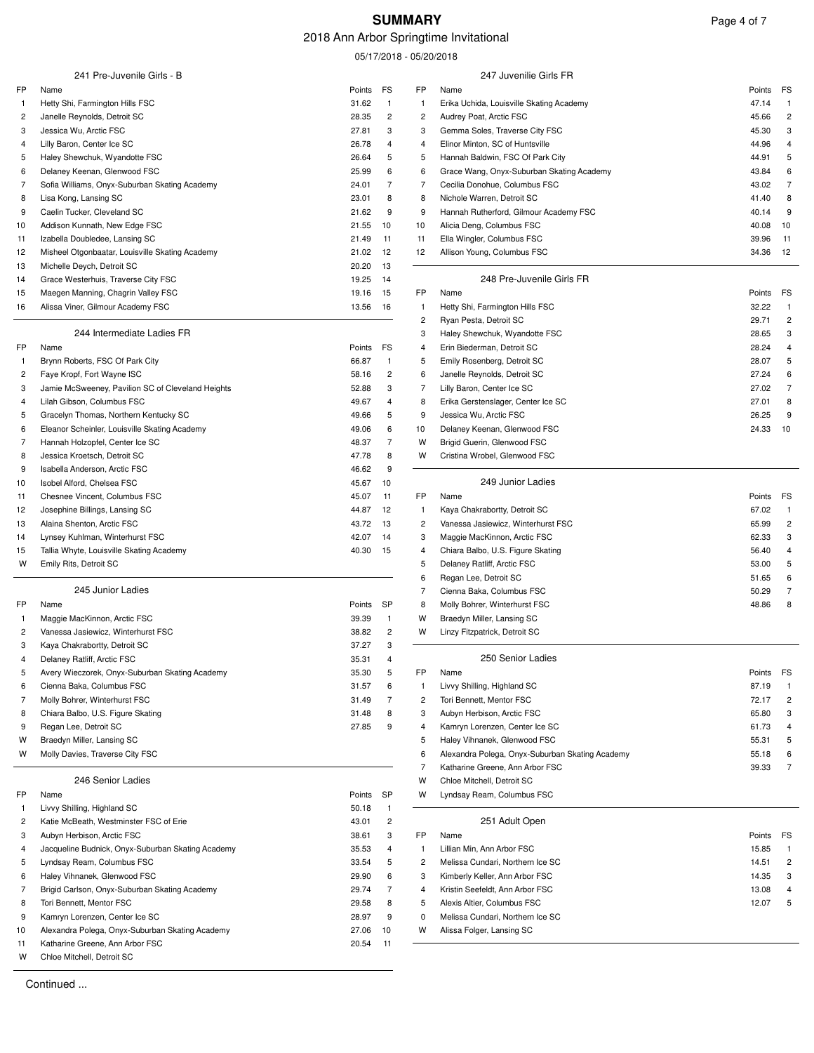# SUMMARY

## 2018 Ann Arbor Springtime Invitational

05/17/2018 - 05/20/2018

### 241 Pre-Juvenile Girls - B

| FP | Name | Points | FS |
|---|---|---|---|
| 1 | Hetty Shi, Farmington Hills FSC | 31.62 | 1 |
| 2 | Janelle Reynolds, Detroit SC | 28.35 | 2 |
| 3 | Jessica Wu, Arctic FSC | 27.81 | 3 |
| 4 | Lilly Baron, Center Ice SC | 26.78 | 4 |
| 5 | Haley Shewchuk, Wyandotte FSC | 26.64 | 5 |
| 6 | Delaney Keenan, Glenwood FSC | 25.99 | 6 |
| 7 | Sofia Williams, Onyx-Suburban Skating Academy | 24.01 | 7 |
| 8 | Lisa Kong, Lansing SC | 23.01 | 8 |
| 9 | Caelin Tucker, Cleveland SC | 21.62 | 9 |
| 10 | Addison Kunnath, New Edge FSC | 21.55 | 10 |
| 11 | Izabella Doubledee, Lansing SC | 21.49 | 11 |
| 12 | Misheel Otgonbaatar, Louisville Skating Academy | 21.02 | 12 |
| 13 | Michelle Deych, Detroit SC | 20.20 | 13 |
| 14 | Grace Westerhuis, Traverse City FSC | 19.25 | 14 |
| 15 | Maegen Manning, Chagrin Valley FSC | 19.16 | 15 |
| 16 | Alissa Viner, Gilmour Academy FSC | 13.56 | 16 |

### 244 Intermediate Ladies FR

| FP | Name | Points | FS |
|---|---|---|---|
| 1 | Brynn Roberts, FSC Of Park City | 66.87 | 1 |
| 2 | Faye Kropf, Fort Wayne ISC | 58.16 | 2 |
| 3 | Jamie McSweeney, Pavilion SC of Cleveland Heights | 52.88 | 3 |
| 4 | Lilah Gibson, Columbus FSC | 49.67 | 4 |
| 5 | Gracelyn Thomas, Northern Kentucky SC | 49.66 | 5 |
| 6 | Eleanor Scheinler, Louisville Skating Academy | 49.06 | 6 |
| 7 | Hannah Holzopfel, Center Ice SC | 48.37 | 7 |
| 8 | Jessica Kroetsch, Detroit SC | 47.78 | 8 |
| 9 | Isabella Anderson, Arctic FSC | 46.62 | 9 |
| 10 | Isobel Alford, Chelsea FSC | 45.67 | 10 |
| 11 | Chesnee Vincent, Columbus FSC | 45.07 | 11 |
| 12 | Josephine Billings, Lansing SC | 44.87 | 12 |
| 13 | Alaina Shenton, Arctic FSC | 43.72 | 13 |
| 14 | Lynsey Kuhlman, Winterhurst FSC | 42.07 | 14 |
| 15 | Tallia Whyte, Louisville Skating Academy | 40.30 | 15 |
| W | Emily Rits, Detroit SC | | |

### 245 Junior Ladies

| FP | Name | Points | SP |
|---|---|---|---|
| 1 | Maggie MacKinnon, Arctic FSC | 39.39 | 1 |
| 2 | Vanessa Jasiewicz, Winterhurst FSC | 38.82 | 2 |
| 3 | Kaya Chakrabortty, Detroit SC | 37.27 | 3 |
| 4 | Delaney Ratliff, Arctic FSC | 35.31 | 4 |
| 5 | Avery Wieczorek, Onyx-Suburban Skating Academy | 35.30 | 5 |
| 6 | Cienna Baka, Columbus FSC | 31.57 | 6 |
| 7 | Molly Bohrer, Winterhurst FSC | 31.49 | 7 |
| 8 | Chiara Balbo, U.S. Figure Skating | 31.48 | 8 |
| 9 | Regan Lee, Detroit SC | 27.85 | 9 |
| W | Braedyn Miller, Lansing SC | | |
| W | Molly Davies, Traverse City FSC | | |

### 246 Senior Ladies

| FP | Name | Points | SP |
|---|---|---|---|
| 1 | Livvy Shilling, Highland SC | 50.18 | 1 |
| 2 | Katie McBeath, Westminster FSC of Erie | 43.01 | 2 |
| 3 | Aubyn Herbison, Arctic FSC | 38.61 | 3 |
| 4 | Jacqueline Budnick, Onyx-Suburban Skating Academy | 35.53 | 4 |
| 5 | Lyndsay Ream, Columbus FSC | 33.54 | 5 |
| 6 | Haley Vihnanek, Glenwood FSC | 29.90 | 6 |
| 7 | Brigid Carlson, Onyx-Suburban Skating Academy | 29.74 | 7 |
| 8 | Tori Bennett, Mentor FSC | 29.58 | 8 |
| 9 | Kamryn Lorenzen, Center Ice SC | 28.97 | 9 |
| 10 | Alexandra Polega, Onyx-Suburban Skating Academy | 27.06 | 10 |
| 11 | Katharine Greene, Ann Arbor FSC | 20.54 | 11 |
| W | Chloe Mitchell, Detroit SC | | |

Continued ...

### 247 Juvenilie Girls FR

| FP | Name | Points | FS |
|---|---|---|---|
| 1 | Erika Uchida, Louisville Skating Academy | 47.14 | 1 |
| 2 | Audrey Poat, Arctic FSC | 45.66 | 2 |
| 3 | Gemma Soles, Traverse City FSC | 45.30 | 3 |
| 4 | Elinor Minton, SC of Huntsville | 44.96 | 4 |
| 5 | Hannah Baldwin, FSC Of Park City | 44.91 | 5 |
| 6 | Grace Wang, Onyx-Suburban Skating Academy | 43.84 | 6 |
| 7 | Cecilia Donohue, Columbus FSC | 43.02 | 7 |
| 8 | Nichole Warren, Detroit SC | 41.40 | 8 |
| 9 | Hannah Rutherford, Gilmour Academy FSC | 40.14 | 9 |
| 10 | Alicia Deng, Columbus FSC | 40.08 | 10 |
| 11 | Ella Wingler, Columbus FSC | 39.96 | 11 |
| 12 | Allison Young, Columbus FSC | 34.36 | 12 |

### 248 Pre-Juvenile Girls FR

| FP | Name | Points | FS |
|---|---|---|---|
| 1 | Hetty Shi, Farmington Hills FSC | 32.22 | 1 |
| 2 | Ryan Pesta, Detroit SC | 29.71 | 2 |
| 3 | Haley Shewchuk, Wyandotte FSC | 28.65 | 3 |
| 4 | Erin Biederman, Detroit SC | 28.24 | 4 |
| 5 | Emily Rosenberg, Detroit SC | 28.07 | 5 |
| 6 | Janelle Reynolds, Detroit SC | 27.24 | 6 |
| 7 | Lilly Baron, Center Ice SC | 27.02 | 7 |
| 8 | Erika Gerstenslager, Center Ice SC | 27.01 | 8 |
| 9 | Jessica Wu, Arctic FSC | 26.25 | 9 |
| 10 | Delaney Keenan, Glenwood FSC | 24.33 | 10 |
| W | Brigid Guerin, Glenwood FSC | | |
| W | Cristina Wrobel, Glenwood FSC | | |

### 249 Junior Ladies

| FP | Name | Points | FS |
|---|---|---|---|
| 1 | Kaya Chakrabortty, Detroit SC | 67.02 | 1 |
| 2 | Vanessa Jasiewicz, Winterhurst FSC | 65.99 | 2 |
| 3 | Maggie MacKinnon, Arctic FSC | 62.33 | 3 |
| 4 | Chiara Balbo, U.S. Figure Skating | 56.40 | 4 |
| 5 | Delaney Ratliff, Arctic FSC | 53.00 | 5 |
| 6 | Regan Lee, Detroit SC | 51.65 | 6 |
| 7 | Cienna Baka, Columbus FSC | 50.29 | 7 |
| 8 | Molly Bohrer, Winterhurst FSC | 48.86 | 8 |
| W | Braedyn Miller, Lansing SC | | |
| W | Linzy Fitzpatrick, Detroit SC | | |

### 250 Senior Ladies

| FP | Name | Points | FS |
|---|---|---|---|
| 1 | Livvy Shilling, Highland SC | 87.19 | 1 |
| 2 | Tori Bennett, Mentor FSC | 72.17 | 2 |
| 3 | Aubyn Herbison, Arctic FSC | 65.80 | 3 |
| 4 | Kamryn Lorenzen, Center Ice SC | 61.73 | 4 |
| 5 | Haley Vihnanek, Glenwood FSC | 55.31 | 5 |
| 6 | Alexandra Polega, Onyx-Suburban Skating Academy | 55.18 | 6 |
| 7 | Katharine Greene, Ann Arbor FSC | 39.33 | 7 |
| W | Chloe Mitchell, Detroit SC | | |
| W | Lyndsay Ream, Columbus FSC | | |

### 251 Adult Open

| FP | Name | Points | FS |
|---|---|---|---|
| 1 | Lillian Min, Ann Arbor FSC | 15.85 | 1 |
| 2 | Melissa Cundari, Northern Ice SC | 14.51 | 2 |
| 3 | Kimberly Keller, Ann Arbor FSC | 14.35 | 3 |
| 4 | Kristin Seefeldt, Ann Arbor FSC | 13.08 | 4 |
| 5 | Alexis Altier, Columbus FSC | 12.07 | 5 |
| 0 | Melissa Cundari, Northern Ice SC | | |
| W | Alissa Folger, Lansing SC | | |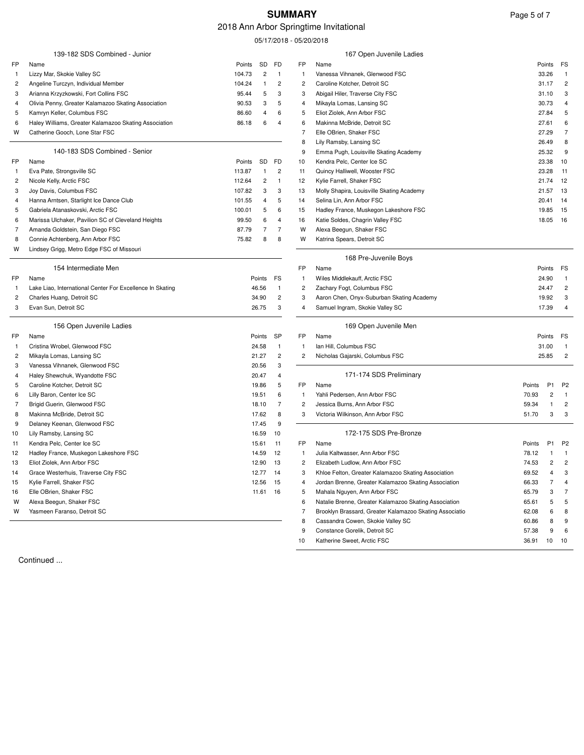# SUMMARY

2018 Ann Arbor Springtime Invitational

05/17/2018 - 05/20/2018

### 139-182 SDS Combined - Junior

| FP | Name | Points | SD | FD |
|---|---|---|---|---|
| 1 | Lizzy Mar, Skokie Valley SC | 104.73 | 2 | 1 |
| 2 | Angeline Turczyn, Individual Member | 104.24 | 1 | 2 |
| 3 | Arianna Krzyzkowski, Fort Collins FSC | 95.44 | 5 | 3 |
| 4 | Olivia Penny, Greater Kalamazoo Skating Association | 90.53 | 3 | 5 |
| 5 | Kamryn Keller, Columbus FSC | 86.60 | 4 | 6 |
| 6 | Haley Williams, Greater Kalamazoo Skating Association | 86.18 | 6 | 4 |
| W | Catherine Gooch, Lone Star FSC | | | |

### 140-183 SDS Combined - Senior

| FP | Name | Points | SD | FD |
|---|---|---|---|---|
| 1 | Eva Pate, Strongsville SC | 113.87 | 1 | 2 |
| 2 | Nicole Kelly, Arctic FSC | 112.64 | 2 | 1 |
| 3 | Joy Davis, Columbus FSC | 107.82 | 3 | 3 |
| 4 | Hanna Arntsen, Starlight Ice Dance Club | 101.55 | 4 | 5 |
| 5 | Gabriela Atanaskovski, Arctic FSC | 100.01 | 5 | 6 |
| 6 | Marissa Ulchaker, Pavilion SC of Cleveland Heights | 99.50 | 6 | 4 |
| 7 | Amanda Goldstein, San Diego FSC | 87.79 | 7 | 7 |
| 8 | Connie Achtenberg, Ann Arbor FSC | 75.82 | 8 | 8 |
| W | Lindsey Grigg, Metro Edge FSC of Missouri | | | |

### 154 Intermediate Men

| FP | Name | Points | FS |
|---|---|---|---|
| 1 | Lake Liao, International Center For Excellence In Skating | 46.56 | 1 |
| 2 | Charles Huang, Detroit SC | 34.90 | 2 |
| 3 | Evan Sun, Detroit SC | 26.75 | 3 |

### 156 Open Juvenile Ladies

| FP | Name | Points | SP |
|---|---|---|---|
| 1 | Cristina Wrobel, Glenwood FSC | 24.58 | 1 |
| 2 | Mikayla Lomas, Lansing SC | 21.27 | 2 |
| 3 | Vanessa Vihnanek, Glenwood FSC | 20.56 | 3 |
| 4 | Haley Shewchuk, Wyandotte FSC | 20.47 | 4 |
| 5 | Caroline Kotcher, Detroit SC | 19.86 | 5 |
| 6 | Lilly Baron, Center Ice SC | 19.51 | 6 |
| 7 | Brigid Guerin, Glenwood FSC | 18.10 | 7 |
| 8 | Makinna McBride, Detroit SC | 17.62 | 8 |
| 9 | Delaney Keenan, Glenwood FSC | 17.45 | 9 |
| 10 | Lily Ramsby, Lansing SC | 16.59 | 10 |
| 11 | Kendra Pelc, Center Ice SC | 15.61 | 11 |
| 12 | Hadley France, Muskegon Lakeshore FSC | 14.59 | 12 |
| 13 | Eliot Ziolek, Ann Arbor FSC | 12.90 | 13 |
| 14 | Grace Westerhuis, Traverse City FSC | 12.77 | 14 |
| 15 | Kylie Farrell, Shaker FSC | 12.56 | 15 |
| 16 | Elle OBrien, Shaker FSC | 11.61 | 16 |
| W | Alexa Beegun, Shaker FSC | | |
| W | Yasmeen Faranso, Detroit SC | | |

### 167 Open Juvenile Ladies

| FP | Name | Points | FS |
|---|---|---|---|
| 1 | Vanessa Vihnanek, Glenwood FSC | 33.26 | 1 |
| 2 | Caroline Kotcher, Detroit SC | 31.17 | 2 |
| 3 | Abigail Hiler, Traverse City FSC | 31.10 | 3 |
| 4 | Mikayla Lomas, Lansing SC | 30.73 | 4 |
| 5 | Eliot Ziolek, Ann Arbor FSC | 27.84 | 5 |
| 6 | Makinna McBride, Detroit SC | 27.61 | 6 |
| 7 | Elle OBrien, Shaker FSC | 27.29 | 7 |
| 8 | Lily Ramsby, Lansing SC | 26.49 | 8 |
| 9 | Emma Pugh, Louisville Skating Academy | 25.32 | 9 |
| 10 | Kendra Pelc, Center Ice SC | 23.38 | 10 |
| 11 | Quincy Halliwell, Wooster FSC | 23.28 | 11 |
| 12 | Kylie Farrell, Shaker FSC | 21.74 | 12 |
| 13 | Molly Shapira, Louisville Skating Academy | 21.57 | 13 |
| 14 | Selina Lin, Ann Arbor FSC | 20.41 | 14 |
| 15 | Hadley France, Muskegon Lakeshore FSC | 19.85 | 15 |
| 16 | Katie Soldes, Chagrin Valley FSC | 18.05 | 16 |
| W | Alexa Beegun, Shaker FSC | | |
| W | Katrina Spears, Detroit SC | | |

### 168 Pre-Juvenile Boys

| FP | Name | Points | FS |
|---|---|---|---|
| 1 | Wiles Middlekauff, Arctic FSC | 24.90 | 1 |
| 2 | Zachary Fogt, Columbus FSC | 24.47 | 2 |
| 3 | Aaron Chen, Onyx-Suburban Skating Academy | 19.92 | 3 |
| 4 | Samuel Ingram, Skokie Valley SC | 17.39 | 4 |

### 169 Open Juvenile Men

| FP | Name | Points | FS |
|---|---|---|---|
| 1 | Ian Hill, Columbus FSC | 31.00 | 1 |
| 2 | Nicholas Gajarski, Columbus FSC | 25.85 | 2 |

### 171-174 SDS Preliminary

| FP | Name | Points | P1 | P2 |
|---|---|---|---|---|
| 1 | Yahli Pedersen, Ann Arbor FSC | 70.93 | 2 | 1 |
| 2 | Jessica Burns, Ann Arbor FSC | 59.34 | 1 | 2 |
| 3 | Victoria Wilkinson, Ann Arbor FSC | 51.70 | 3 | 3 |

### 172-175 SDS Pre-Bronze

| FP | Name | Points | P1 | P2 |
|---|---|---|---|---|
| 1 | Julia Kaltwasser, Ann Arbor FSC | 78.12 | 1 | 1 |
| 2 | Elizabeth Ludlow, Ann Arbor FSC | 74.53 | 2 | 2 |
| 3 | Khloe Felton, Greater Kalamazoo Skating Association | 69.52 | 4 | 3 |
| 4 | Jordan Brenne, Greater Kalamazoo Skating Association | 66.33 | 7 | 4 |
| 5 | Mahala Nguyen, Ann Arbor FSC | 65.79 | 3 | 7 |
| 6 | Natalie Brenne, Greater Kalamazoo Skating Association | 65.61 | 5 | 5 |
| 7 | Brooklyn Brassard, Greater Kalamazoo Skating Associatio | 62.08 | 6 | 8 |
| 8 | Cassandra Cowen, Skokie Valley SC | 60.86 | 8 | 9 |
| 9 | Constance Gorelik, Detroit SC | 57.38 | 9 | 6 |
| 10 | Katherine Sweet, Arctic FSC | 36.91 | 10 | 10 |

Continued ...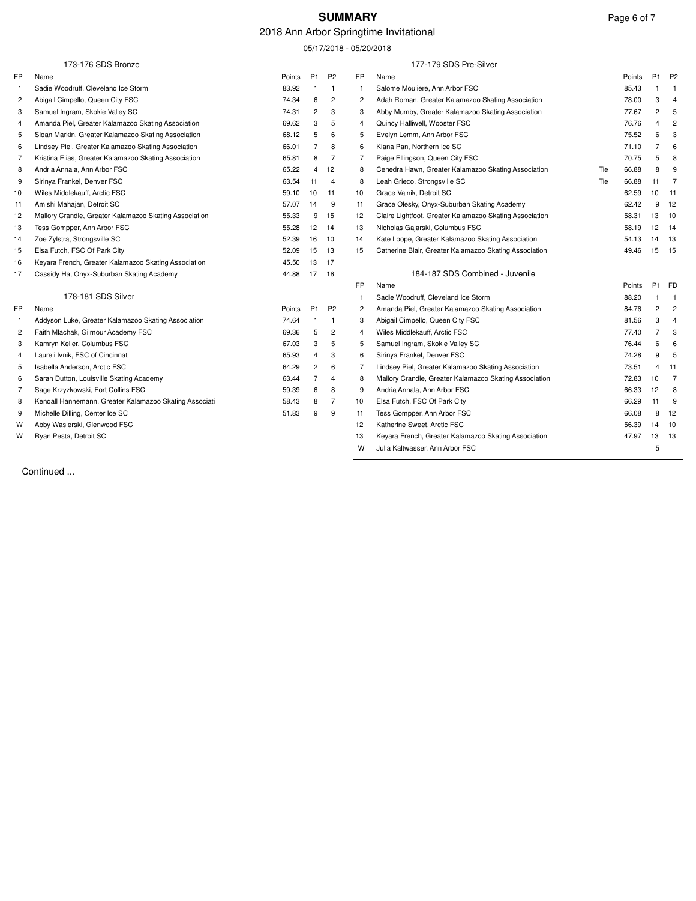# SUMMARY

2018 Ann Arbor Springtime Invitational

05/17/2018 - 05/20/2018

### 173-176 SDS Bronze

| FP | Name | Points | P1 | P2 |
|---|---|---|---|---|
| 1 | Sadie Woodruff, Cleveland Ice Storm | 83.92 | 1 | 1 |
| 2 | Abigail Cimpello, Queen City FSC | 74.34 | 6 | 2 |
| 3 | Samuel Ingram, Skokie Valley SC | 74.31 | 2 | 3 |
| 4 | Amanda Piel, Greater Kalamazoo Skating Association | 69.62 | 3 | 5 |
| 5 | Sloan Markin, Greater Kalamazoo Skating Association | 68.12 | 5 | 6 |
| 6 | Lindsey Piel, Greater Kalamazoo Skating Association | 66.01 | 7 | 8 |
| 7 | Kristina Elias, Greater Kalamazoo Skating Association | 65.81 | 8 | 7 |
| 8 | Andria Annala, Ann Arbor FSC | 65.22 | 4 | 12 |
| 9 | Sirinya Frankel, Denver FSC | 63.54 | 11 | 4 |
| 10 | Wiles Middlekauff, Arctic FSC | 59.10 | 10 | 11 |
| 11 | Amishi Mahajan, Detroit SC | 57.07 | 14 | 9 |
| 12 | Mallory Crandle, Greater Kalamazoo Skating Association | 55.33 | 9 | 15 |
| 13 | Tess Gompper, Ann Arbor FSC | 55.28 | 12 | 14 |
| 14 | Zoe Zylstra, Strongsville SC | 52.39 | 16 | 10 |
| 15 | Elsa Futch, FSC Of Park City | 52.09 | 15 | 13 |
| 16 | Keyara French, Greater Kalamazoo Skating Association | 45.50 | 13 | 17 |
| 17 | Cassidy Ha, Onyx-Suburban Skating Academy | 44.88 | 17 | 16 |

### 178-181 SDS Silver

| FP | Name | Points | P1 | P2 |
|---|---|---|---|---|
| 1 | Addyson Luke, Greater Kalamazoo Skating Association | 74.64 | 1 | 1 |
| 2 | Faith Mlachak, Gilmour Academy FSC | 69.36 | 5 | 2 |
| 3 | Kamryn Keller, Columbus FSC | 67.03 | 3 | 5 |
| 4 | Laureli Ivnik, FSC of Cincinnati | 65.93 | 4 | 3 |
| 5 | Isabella Anderson, Arctic FSC | 64.29 | 2 | 6 |
| 6 | Sarah Dutton, Louisville Skating Academy | 63.44 | 7 | 4 |
| 7 | Sage Krzyzkowski, Fort Collins FSC | 59.39 | 6 | 8 |
| 8 | Kendall Hannemann, Greater Kalamazoo Skating Associati | 58.43 | 8 | 7 |
| 9 | Michelle Dilling, Center Ice SC | 51.83 | 9 | 9 |
| W | Abby Wasierski, Glenwood FSC | | | |
| W | Ryan Pesta, Detroit SC | | | |

### 177-179 SDS Pre-Silver

| FP | Name | | Points | P1 | P2 |
|---|---|---|---|---|---|
| 1 | Salome Mouliere, Ann Arbor FSC | | 85.43 | 1 | 1 |
| 2 | Adah Roman, Greater Kalamazoo Skating Association | | 78.00 | 3 | 4 |
| 3 | Abby Mumby, Greater Kalamazoo Skating Association | | 77.67 | 2 | 5 |
| 4 | Quincy Halliwell, Wooster FSC | | 76.76 | 4 | 2 |
| 5 | Evelyn Lemm, Ann Arbor FSC | | 75.52 | 6 | 3 |
| 6 | Kiana Pan, Northern Ice SC | | 71.10 | 7 | 6 |
| 7 | Paige Ellingson, Queen City FSC | | 70.75 | 5 | 8 |
| 8 | Cenedra Hawn, Greater Kalamazoo Skating Association | Tie | 66.88 | 8 | 9 |
| 8 | Leah Grieco, Strongsville SC | Tie | 66.88 | 11 | 7 |
| 10 | Grace Vainik, Detroit SC | | 62.59 | 10 | 11 |
| 11 | Grace Olesky, Onyx-Suburban Skating Academy | | 62.42 | 9 | 12 |
| 12 | Claire Lightfoot, Greater Kalamazoo Skating Association | | 58.31 | 13 | 10 |
| 13 | Nicholas Gajarski, Columbus FSC | | 58.19 | 12 | 14 |
| 14 | Kate Loope, Greater Kalamazoo Skating Association | | 54.13 | 14 | 13 |
| 15 | Catherine Blair, Greater Kalamazoo Skating Association | | 49.46 | 15 | 15 |

### 184-187 SDS Combined - Juvenile

| FP | Name | Points | P1 | FD |
|---|---|---|---|---|
| 1 | Sadie Woodruff, Cleveland Ice Storm | 88.20 | 1 | 1 |
| 2 | Amanda Piel, Greater Kalamazoo Skating Association | 84.76 | 2 | 2 |
| 3 | Abigail Cimpello, Queen City FSC | 81.56 | 3 | 4 |
| 4 | Wiles Middlekauff, Arctic FSC | 77.40 | 7 | 3 |
| 5 | Samuel Ingram, Skokie Valley SC | 76.44 | 6 | 6 |
| 6 | Sirinya Frankel, Denver FSC | 74.28 | 9 | 5 |
| 7 | Lindsey Piel, Greater Kalamazoo Skating Association | 73.51 | 4 | 11 |
| 8 | Mallory Crandle, Greater Kalamazoo Skating Association | 72.83 | 10 | 7 |
| 9 | Andria Annala, Ann Arbor FSC | 66.33 | 12 | 8 |
| 10 | Elsa Futch, FSC Of Park City | 66.29 | 11 | 9 |
| 11 | Tess Gompper, Ann Arbor FSC | 66.08 | 8 | 12 |
| 12 | Katherine Sweet, Arctic FSC | 56.39 | 14 | 10 |
| 13 | Keyara French, Greater Kalamazoo Skating Association | 47.97 | 13 | 13 |
| W | Julia Kaltwasser, Ann Arbor FSC | | 5 | |

Continued ...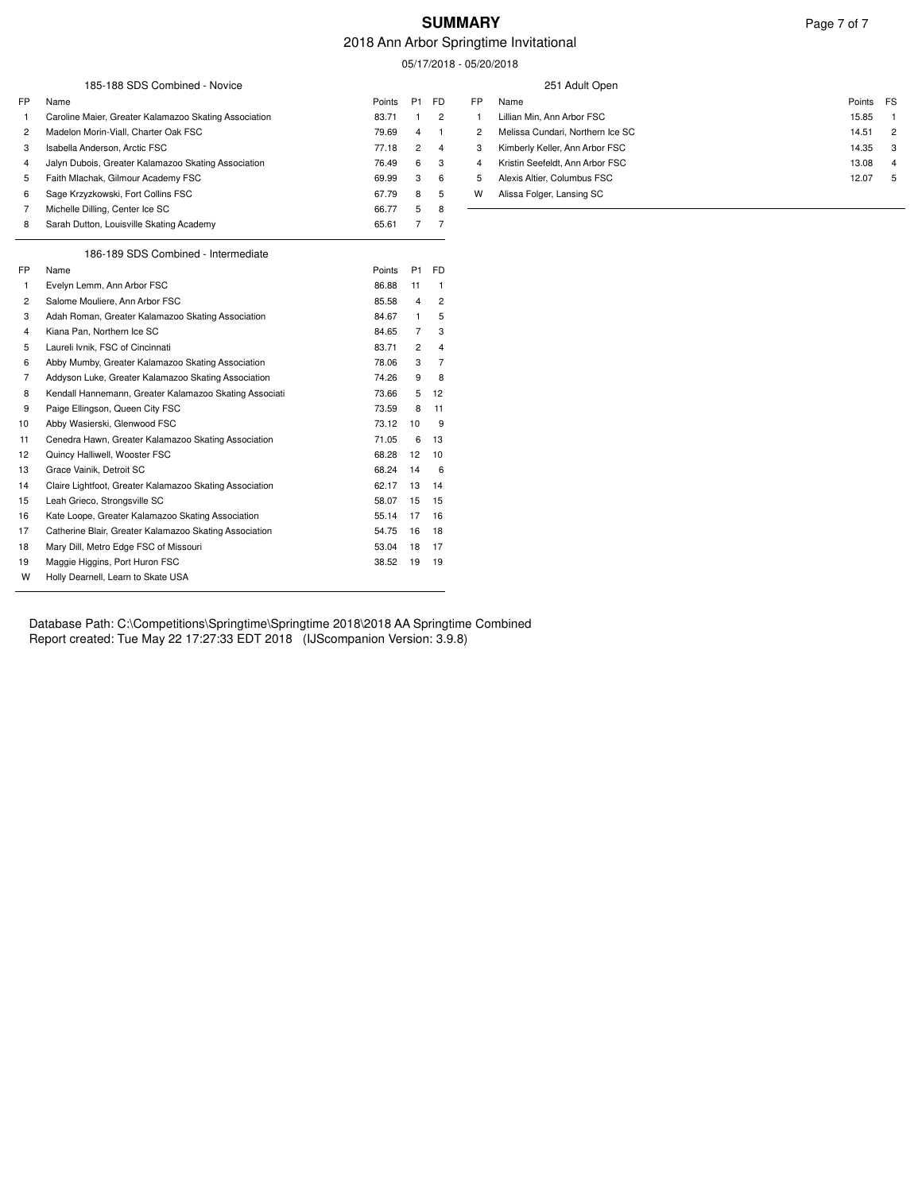# SUMMARY

## 2018 Ann Arbor Springtime Invitational

05/17/2018 - 05/20/2018

### 185-188 SDS Combined - Novice

| FP | Name | Points | P1 | FD |
|---|---|---|---|---|
| 1 | Caroline Maier, Greater Kalamazoo Skating Association | 83.71 | 1 | 2 |
| 2 | Madelon Morin-Viall, Charter Oak FSC | 79.69 | 4 | 1 |
| 3 | Isabella Anderson, Arctic FSC | 77.18 | 2 | 4 |
| 4 | Jalyn Dubois, Greater Kalamazoo Skating Association | 76.49 | 6 | 3 |
| 5 | Faith Mlachak, Gilmour Academy FSC | 69.99 | 3 | 6 |
| 6 | Sage Krzyzkowski, Fort Collins FSC | 67.79 | 8 | 5 |
| 7 | Michelle Dilling, Center Ice SC | 66.77 | 5 | 8 |
| 8 | Sarah Dutton, Louisville Skating Academy | 65.61 | 7 | 7 |

### 186-189 SDS Combined - Intermediate

| FP | Name | Points | P1 | FD |
|---|---|---|---|---|
| 1 | Evelyn Lemm, Ann Arbor FSC | 86.88 | 11 | 1 |
| 2 | Salome Mouliere, Ann Arbor FSC | 85.58 | 4 | 2 |
| 3 | Adah Roman, Greater Kalamazoo Skating Association | 84.67 | 1 | 5 |
| 4 | Kiana Pan, Northern Ice SC | 84.65 | 7 | 3 |
| 5 | Laureli Ivnik, FSC of Cincinnati | 83.71 | 2 | 4 |
| 6 | Abby Mumby, Greater Kalamazoo Skating Association | 78.06 | 3 | 7 |
| 7 | Addyson Luke, Greater Kalamazoo Skating Association | 74.26 | 9 | 8 |
| 8 | Kendall Hannemann, Greater Kalamazoo Skating Associati | 73.66 | 5 | 12 |
| 9 | Paige Ellingson, Queen City FSC | 73.59 | 8 | 11 |
| 10 | Abby Wasierski, Glenwood FSC | 73.12 | 10 | 9 |
| 11 | Cenedra Hawn, Greater Kalamazoo Skating Association | 71.05 | 6 | 13 |
| 12 | Quincy Halliwell, Wooster FSC | 68.28 | 12 | 10 |
| 13 | Grace Vainik, Detroit SC | 68.24 | 14 | 6 |
| 14 | Claire Lightfoot, Greater Kalamazoo Skating Association | 62.17 | 13 | 14 |
| 15 | Leah Grieco, Strongsville SC | 58.07 | 15 | 15 |
| 16 | Kate Loope, Greater Kalamazoo Skating Association | 55.14 | 17 | 16 |
| 17 | Catherine Blair, Greater Kalamazoo Skating Association | 54.75 | 16 | 18 |
| 18 | Mary Dill, Metro Edge FSC of Missouri | 53.04 | 18 | 17 |
| 19 | Maggie Higgins, Port Huron FSC | 38.52 | 19 | 19 |
| W | Holly Dearnell, Learn to Skate USA | | | |

### 251 Adult Open

| FP | Name | Points | FS |
|---|---|---|---|
| 1 | Lillian Min, Ann Arbor FSC | 15.85 | 1 |
| 2 | Melissa Cundari, Northern Ice SC | 14.51 | 2 |
| 3 | Kimberly Keller, Ann Arbor FSC | 14.35 | 3 |
| 4 | Kristin Seefeldt, Ann Arbor FSC | 13.08 | 4 |
| 5 | Alexis Altier, Columbus FSC | 12.07 | 5 |
| W | Alissa Folger, Lansing SC | | |

Database Path: C:\Competitions\Springtime\Springtime 2018\2018 AA Springtime Combined
Report created: Tue May 22 17:27:33 EDT 2018 (IJScompanion Version: 3.9.8)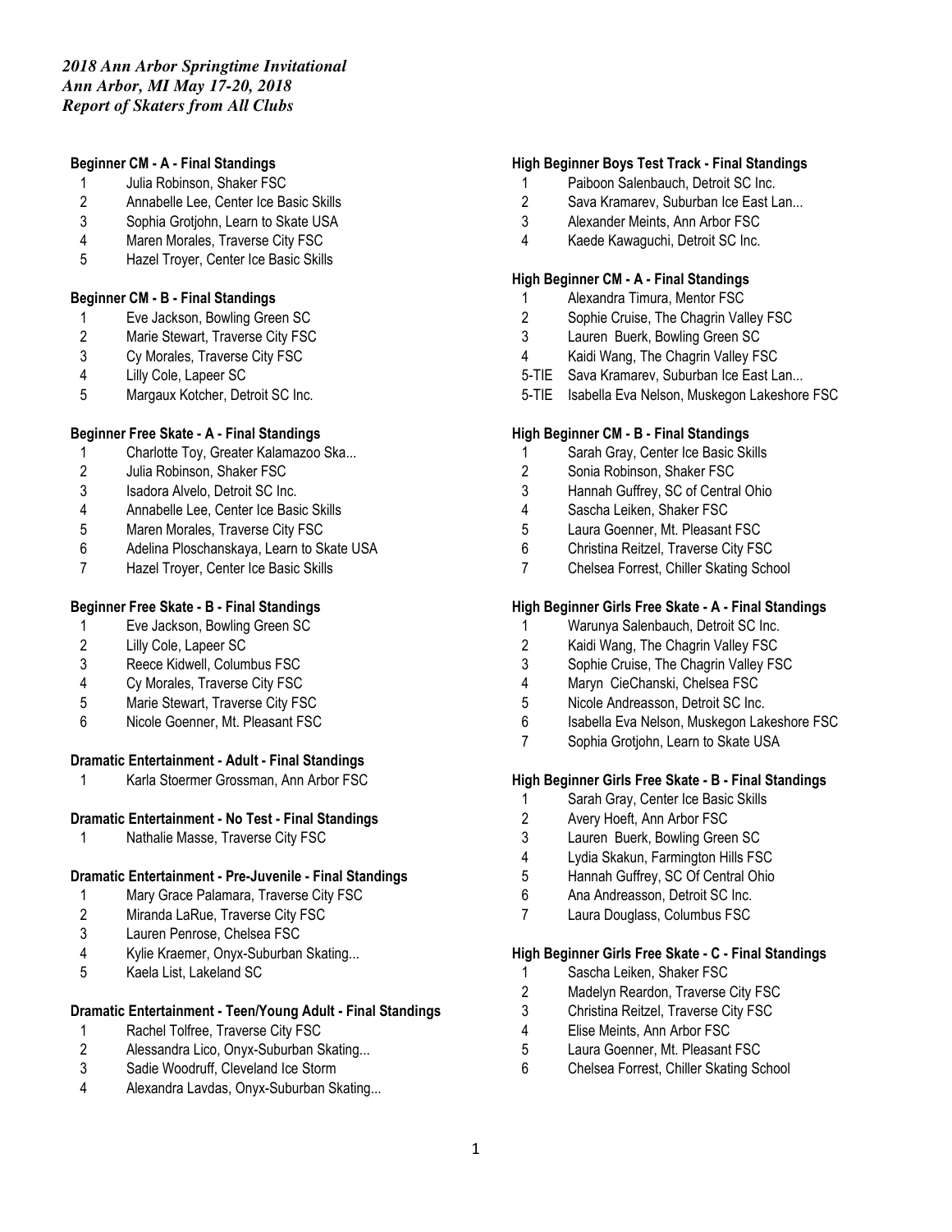*2018 Ann Arbor Springtime Invitational*
*Ann Arbor, MI May 17-20, 2018*
*Report of Skaters from All Clubs*

**Beginner CM - A - Final Standings**

1 Julia Robinson, Shaker FSC
2 Annabelle Lee, Center Ice Basic Skills
3 Sophia Grotjohn, Learn to Skate USA
4 Maren Morales, Traverse City FSC
5 Hazel Troyer, Center Ice Basic Skills

**Beginner CM - B - Final Standings**

1 Eve Jackson, Bowling Green SC
2 Marie Stewart, Traverse City FSC
3 Cy Morales, Traverse City FSC
4 Lilly Cole, Lapeer SC
5 Margaux Kotcher, Detroit SC Inc.

**Beginner Free Skate - A - Final Standings**

1 Charlotte Toy, Greater Kalamazoo Ska...
2 Julia Robinson, Shaker FSC
3 Isadora Alvelo, Detroit SC Inc.
4 Annabelle Lee, Center Ice Basic Skills
5 Maren Morales, Traverse City FSC
6 Adelina Ploschanskaya, Learn to Skate USA
7 Hazel Troyer, Center Ice Basic Skills

**Beginner Free Skate - B - Final Standings**

1 Eve Jackson, Bowling Green SC
2 Lilly Cole, Lapeer SC
3 Reece Kidwell, Columbus FSC
4 Cy Morales, Traverse City FSC
5 Marie Stewart, Traverse City FSC
6 Nicole Goenner, Mt. Pleasant FSC

**Dramatic Entertainment - Adult - Final Standings**

1 Karla Stoermer Grossman, Ann Arbor FSC

**Dramatic Entertainment - No Test - Final Standings**

1 Nathalie Masse, Traverse City FSC

**Dramatic Entertainment - Pre-Juvenile - Final Standings**

1 Mary Grace Palamara, Traverse City FSC
2 Miranda LaRue, Traverse City FSC
3 Lauren Penrose, Chelsea FSC
4 Kylie Kraemer, Onyx-Suburban Skating...
5 Kaela List, Lakeland SC

**Dramatic Entertainment - Teen/Young Adult - Final Standings**

1 Rachel Tolfree, Traverse City FSC
2 Alessandra Lico, Onyx-Suburban Skating...
3 Sadie Woodruff, Cleveland Ice Storm
4 Alexandra Lavdas, Onyx-Suburban Skating...

**High Beginner Boys Test Track - Final Standings**

1 Paiboon Salenbauch, Detroit SC Inc.
2 Sava Kramarev, Suburban Ice East Lan...
3 Alexander Meints, Ann Arbor FSC
4 Kaede Kawaguchi, Detroit SC Inc.

**High Beginner CM - A - Final Standings**

1 Alexandra Timura, Mentor FSC
2 Sophie Cruise, The Chagrin Valley FSC
3 Lauren Buerk, Bowling Green SC
4 Kaidi Wang, The Chagrin Valley FSC
5-TIE Sava Kramarev, Suburban Ice East Lan...
5-TIE Isabella Eva Nelson, Muskegon Lakeshore FSC

**High Beginner CM - B - Final Standings**

1 Sarah Gray, Center Ice Basic Skills
2 Sonia Robinson, Shaker FSC
3 Hannah Guffrey, SC of Central Ohio
4 Sascha Leiken, Shaker FSC
5 Laura Goenner, Mt. Pleasant FSC
6 Christina Reitzel, Traverse City FSC
7 Chelsea Forrest, Chiller Skating School

**High Beginner Girls Free Skate - A - Final Standings**

1 Warunya Salenbauch, Detroit SC Inc.
2 Kaidi Wang, The Chagrin Valley FSC
3 Sophie Cruise, The Chagrin Valley FSC
4 Maryn CieChanski, Chelsea FSC
5 Nicole Andreasson, Detroit SC Inc.
6 Isabella Eva Nelson, Muskegon Lakeshore FSC
7 Sophia Grotjohn, Learn to Skate USA

**High Beginner Girls Free Skate - B - Final Standings**

1 Sarah Gray, Center Ice Basic Skills
2 Avery Hoeft, Ann Arbor FSC
3 Lauren Buerk, Bowling Green SC
4 Lydia Skakun, Farmington Hills FSC
5 Hannah Guffrey, SC Of Central Ohio
6 Ana Andreasson, Detroit SC Inc.
7 Laura Douglass, Columbus FSC

**High Beginner Girls Free Skate - C - Final Standings**

1 Sascha Leiken, Shaker FSC
2 Madelyn Reardon, Traverse City FSC
3 Christina Reitzel, Traverse City FSC
4 Elise Meints, Ann Arbor FSC
5 Laura Goenner, Mt. Pleasant FSC
6 Chelsea Forrest, Chiller Skating School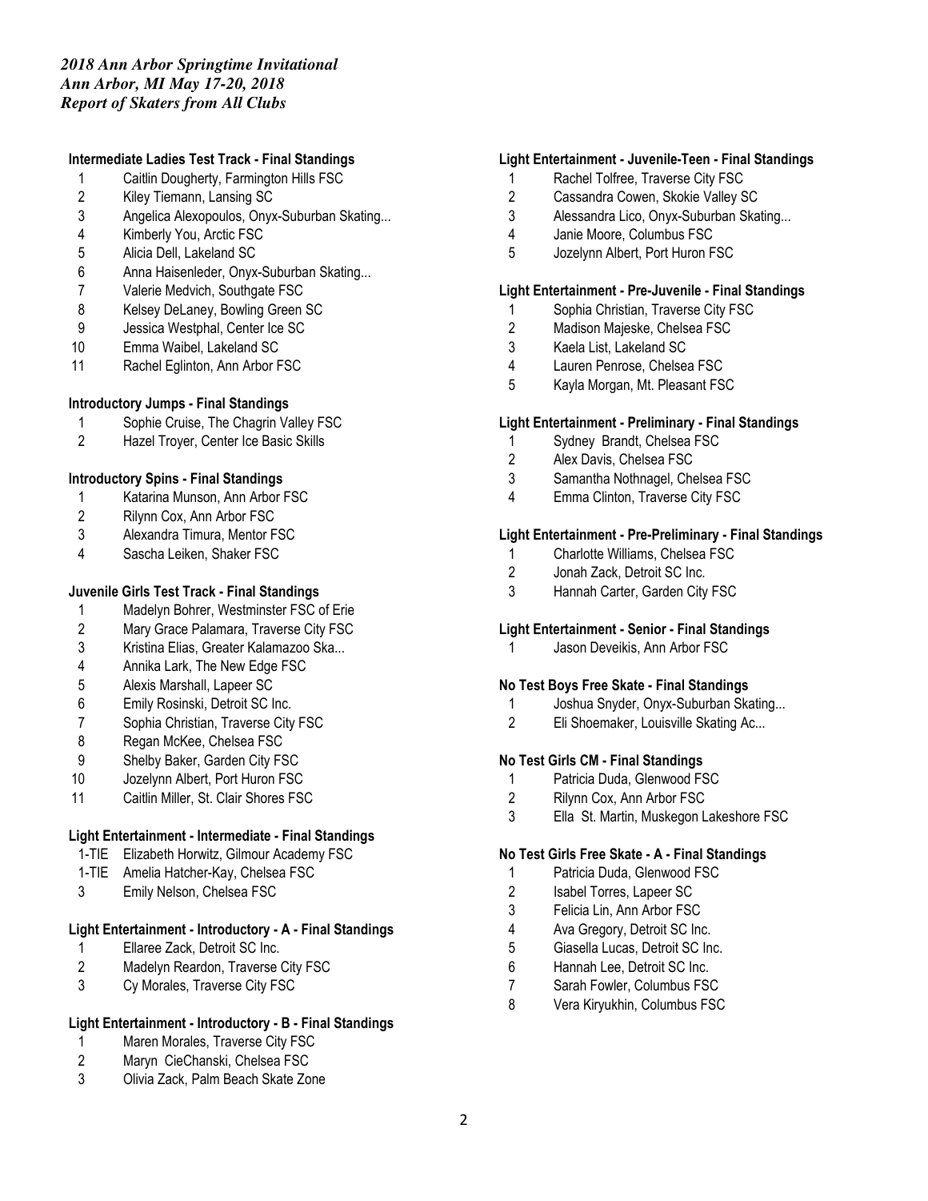*2018 Ann Arbor Springtime Invitational*
*Ann Arbor, MI May 17-20, 2018*
*Report of Skaters from All Clubs*

**Intermediate Ladies Test Track - Final Standings**

1 Caitlin Dougherty, Farmington Hills FSC
2 Kiley Tiemann, Lansing SC
3 Angelica Alexopoulos, Onyx-Suburban Skating...
4 Kimberly You, Arctic FSC
5 Alicia Dell, Lakeland SC
6 Anna Haisenleder, Onyx-Suburban Skating...
7 Valerie Medvich, Southgate FSC
8 Kelsey DeLaney, Bowling Green SC
9 Jessica Westphal, Center Ice SC
10 Emma Waibel, Lakeland SC
11 Rachel Eglinton, Ann Arbor FSC

**Introductory Jumps - Final Standings**

1 Sophie Cruise, The Chagrin Valley FSC
2 Hazel Troyer, Center Ice Basic Skills

**Introductory Spins - Final Standings**

1 Katarina Munson, Ann Arbor FSC
2 Rilynn Cox, Ann Arbor FSC
3 Alexandra Timura, Mentor FSC
4 Sascha Leiken, Shaker FSC

**Juvenile Girls Test Track - Final Standings**

1 Madelyn Bohrer, Westminster FSC of Erie
2 Mary Grace Palamara, Traverse City FSC
3 Kristina Elias, Greater Kalamazoo Ska...
4 Annika Lark, The New Edge FSC
5 Alexis Marshall, Lapeer SC
6 Emily Rosinski, Detroit SC Inc.
7 Sophia Christian, Traverse City FSC
8 Regan McKee, Chelsea FSC
9 Shelby Baker, Garden City FSC
10 Jozelynn Albert, Port Huron FSC
11 Caitlin Miller, St. Clair Shores FSC

**Light Entertainment - Intermediate - Final Standings**

1-TIE Elizabeth Horwitz, Gilmour Academy FSC
1-TIE Amelia Hatcher-Kay, Chelsea FSC
3 Emily Nelson, Chelsea FSC

**Light Entertainment - Introductory - A - Final Standings**

1 Ellaree Zack, Detroit SC Inc.
2 Madelyn Reardon, Traverse City FSC
3 Cy Morales, Traverse City FSC

**Light Entertainment - Introductory - B - Final Standings**

1 Maren Morales, Traverse City FSC
2 Maryn CieChanski, Chelsea FSC
3 Olivia Zack, Palm Beach Skate Zone

**Light Entertainment - Juvenile-Teen - Final Standings**

1 Rachel Tolfree, Traverse City FSC
2 Cassandra Cowen, Skokie Valley SC
3 Alessandra Lico, Onyx-Suburban Skating...
4 Janie Moore, Columbus FSC
5 Jozelynn Albert, Port Huron FSC

**Light Entertainment - Pre-Juvenile - Final Standings**

1 Sophia Christian, Traverse City FSC
2 Madison Majeske, Chelsea FSC
3 Kaela List, Lakeland SC
4 Lauren Penrose, Chelsea FSC
5 Kayla Morgan, Mt. Pleasant FSC

**Light Entertainment - Preliminary - Final Standings**

1 Sydney Brandt, Chelsea FSC
2 Alex Davis, Chelsea FSC
3 Samantha Nothnagel, Chelsea FSC
4 Emma Clinton, Traverse City FSC

**Light Entertainment - Pre-Preliminary - Final Standings**

1 Charlotte Williams, Chelsea FSC
2 Jonah Zack, Detroit SC Inc.
3 Hannah Carter, Garden City FSC

**Light Entertainment - Senior - Final Standings**

1 Jason Deveikis, Ann Arbor FSC

**No Test Boys Free Skate - Final Standings**

1 Joshua Snyder, Onyx-Suburban Skating...
2 Eli Shoemaker, Louisville Skating Ac...

**No Test Girls CM - Final Standings**

1 Patricia Duda, Glenwood FSC
2 Rilynn Cox, Ann Arbor FSC
3 Ella St. Martin, Muskegon Lakeshore FSC

**No Test Girls Free Skate - A - Final Standings**

1 Patricia Duda, Glenwood FSC
2 Isabel Torres, Lapeer SC
3 Felicia Lin, Ann Arbor FSC
4 Ava Gregory, Detroit SC Inc.
5 Giasella Lucas, Detroit SC Inc.
6 Hannah Lee, Detroit SC Inc.
7 Sarah Fowler, Columbus FSC
8 Vera Kiryukhin, Columbus FSC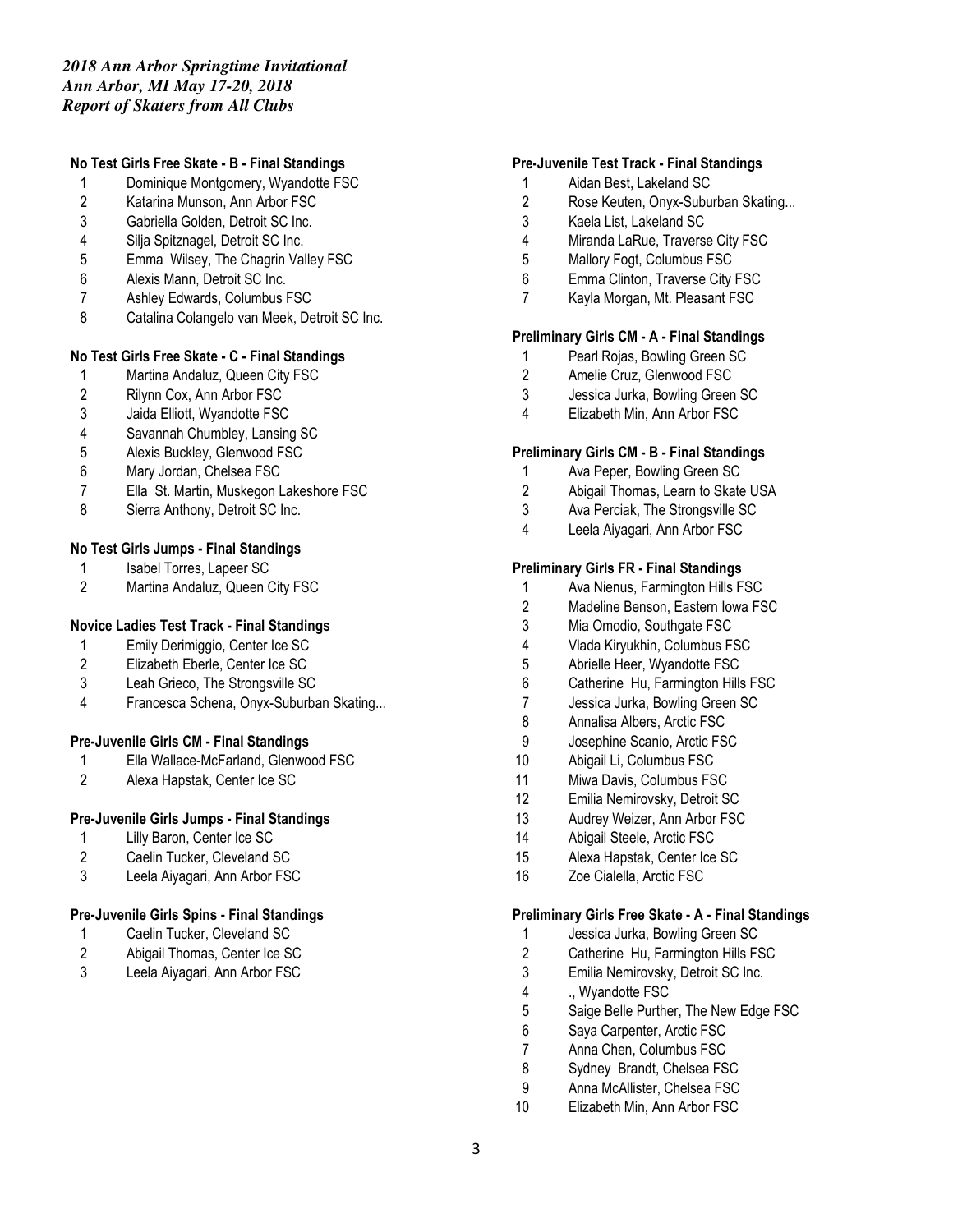*2018 Ann Arbor Springtime Invitational*
*Ann Arbor, MI May 17-20, 2018*
*Report of Skaters from All Clubs*

**No Test Girls Free Skate - B - Final Standings**

1 Dominique Montgomery, Wyandotte FSC
2 Katarina Munson, Ann Arbor FSC
3 Gabriella Golden, Detroit SC Inc.
4 Silja Spitznagel, Detroit SC Inc.
5 Emma Wilsey, The Chagrin Valley FSC
6 Alexis Mann, Detroit SC Inc.
7 Ashley Edwards, Columbus FSC
8 Catalina Colangelo van Meek, Detroit SC Inc.

**No Test Girls Free Skate - C - Final Standings**

1 Martina Andaluz, Queen City FSC
2 Rilynn Cox, Ann Arbor FSC
3 Jaida Elliott, Wyandotte FSC
4 Savannah Chumbley, Lansing SC
5 Alexis Buckley, Glenwood FSC
6 Mary Jordan, Chelsea FSC
7 Ella St. Martin, Muskegon Lakeshore FSC
8 Sierra Anthony, Detroit SC Inc.

**No Test Girls Jumps - Final Standings**

1 Isabel Torres, Lapeer SC
2 Martina Andaluz, Queen City FSC

**Novice Ladies Test Track - Final Standings**

1 Emily Derimiggio, Center Ice SC
2 Elizabeth Eberle, Center Ice SC
3 Leah Grieco, The Strongsville SC
4 Francesca Schena, Onyx-Suburban Skating...

**Pre-Juvenile Girls CM - Final Standings**

1 Ella Wallace-McFarland, Glenwood FSC
2 Alexa Hapstak, Center Ice SC

**Pre-Juvenile Girls Jumps - Final Standings**

1 Lilly Baron, Center Ice SC
2 Caelin Tucker, Cleveland SC
3 Leela Aiyagari, Ann Arbor FSC

**Pre-Juvenile Girls Spins - Final Standings**

1 Caelin Tucker, Cleveland SC
2 Abigail Thomas, Center Ice SC
3 Leela Aiyagari, Ann Arbor FSC

**Pre-Juvenile Test Track - Final Standings**

1 Aidan Best, Lakeland SC
2 Rose Keuten, Onyx-Suburban Skating...
3 Kaela List, Lakeland SC
4 Miranda LaRue, Traverse City FSC
5 Mallory Fogt, Columbus FSC
6 Emma Clinton, Traverse City FSC
7 Kayla Morgan, Mt. Pleasant FSC

**Preliminary Girls CM - A - Final Standings**

1 Pearl Rojas, Bowling Green SC
2 Amelie Cruz, Glenwood FSC
3 Jessica Jurka, Bowling Green SC
4 Elizabeth Min, Ann Arbor FSC

**Preliminary Girls CM - B - Final Standings**

1 Ava Peper, Bowling Green SC
2 Abigail Thomas, Learn to Skate USA
3 Ava Perciak, The Strongsville SC
4 Leela Aiyagari, Ann Arbor FSC

**Preliminary Girls FR - Final Standings**

1 Ava Nienus, Farmington Hills FSC
2 Madeline Benson, Eastern Iowa FSC
3 Mia Omodio, Southgate FSC
4 Vlada Kiryukhin, Columbus FSC
5 Abrielle Heer, Wyandotte FSC
6 Catherine Hu, Farmington Hills FSC
7 Jessica Jurka, Bowling Green SC
8 Annalisa Albers, Arctic FSC
9 Josephine Scanio, Arctic FSC
10 Abigail Li, Columbus FSC
11 Miwa Davis, Columbus FSC
12 Emilia Nemirovsky, Detroit SC
13 Audrey Weizer, Ann Arbor FSC
14 Abigail Steele, Arctic FSC
15 Alexa Hapstak, Center Ice SC
16 Zoe Cialella, Arctic FSC

**Preliminary Girls Free Skate - A - Final Standings**

1 Jessica Jurka, Bowling Green SC
2 Catherine Hu, Farmington Hills FSC
3 Emilia Nemirovsky, Detroit SC Inc.
4 ., Wyandotte FSC
5 Saige Belle Purther, The New Edge FSC
6 Saya Carpenter, Arctic FSC
7 Anna Chen, Columbus FSC
8 Sydney Brandt, Chelsea FSC
9 Anna McAllister, Chelsea FSC
10 Elizabeth Min, Ann Arbor FSC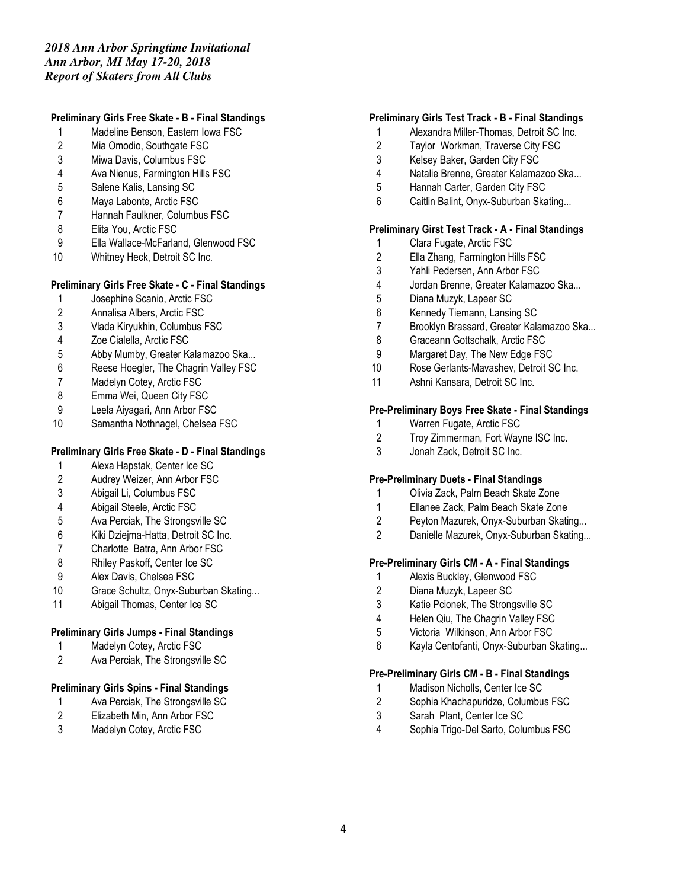*2018 Ann Arbor Springtime Invitational*
*Ann Arbor, MI May 17-20, 2018*
*Report of Skaters from All Clubs*

**Preliminary Girls Free Skate - B - Final Standings**

1 Madeline Benson, Eastern Iowa FSC
2 Mia Omodio, Southgate FSC
3 Miwa Davis, Columbus FSC
4 Ava Nienus, Farmington Hills FSC
5 Salene Kalis, Lansing SC
6 Maya Labonte, Arctic FSC
7 Hannah Faulkner, Columbus FSC
8 Elita You, Arctic FSC
9 Ella Wallace-McFarland, Glenwood FSC
10 Whitney Heck, Detroit SC Inc.

**Preliminary Girls Free Skate - C - Final Standings**

1 Josephine Scanio, Arctic FSC
2 Annalisa Albers, Arctic FSC
3 Vlada Kiryukhin, Columbus FSC
4 Zoe Cialella, Arctic FSC
5 Abby Mumby, Greater Kalamazoo Ska...
6 Reese Hoegler, The Chagrin Valley FSC
7 Madelyn Cotey, Arctic FSC
8 Emma Wei, Queen City FSC
9 Leela Aiyagari, Ann Arbor FSC
10 Samantha Nothnagel, Chelsea FSC

**Preliminary Girls Free Skate - D - Final Standings**

1 Alexa Hapstak, Center Ice SC
2 Audrey Weizer, Ann Arbor FSC
3 Abigail Li, Columbus FSC
4 Abigail Steele, Arctic FSC
5 Ava Perciak, The Strongsville SC
6 Kiki Dziejma-Hatta, Detroit SC Inc.
7 Charlotte Batra, Ann Arbor FSC
8 Rhiley Paskoff, Center Ice SC
9 Alex Davis, Chelsea FSC
10 Grace Schultz, Onyx-Suburban Skating...
11 Abigail Thomas, Center Ice SC

**Preliminary Girls Jumps - Final Standings**

1 Madelyn Cotey, Arctic FSC
2 Ava Perciak, The Strongsville SC

**Preliminary Girls Spins - Final Standings**

1 Ava Perciak, The Strongsville SC
2 Elizabeth Min, Ann Arbor FSC
3 Madelyn Cotey, Arctic FSC

**Preliminary Girls Test Track - B - Final Standings**

1 Alexandra Miller-Thomas, Detroit SC Inc.
2 Taylor Workman, Traverse City FSC
3 Kelsey Baker, Garden City FSC
4 Natalie Brenne, Greater Kalamazoo Ska...
5 Hannah Carter, Garden City FSC
6 Caitlin Balint, Onyx-Suburban Skating...

**Preliminary Girst Test Track - A - Final Standings**

1 Clara Fugate, Arctic FSC
2 Ella Zhang, Farmington Hills FSC
3 Yahli Pedersen, Ann Arbor FSC
4 Jordan Brenne, Greater Kalamazoo Ska...
5 Diana Muzyk, Lapeer SC
6 Kennedy Tiemann, Lansing SC
7 Brooklyn Brassard, Greater Kalamazoo Ska...
8 Graceann Gottschalk, Arctic FSC
9 Margaret Day, The New Edge FSC
10 Rose Gerlants-Mavashev, Detroit SC Inc.
11 Ashni Kansara, Detroit SC Inc.

**Pre-Preliminary Boys Free Skate - Final Standings**

1 Warren Fugate, Arctic FSC
2 Troy Zimmerman, Fort Wayne ISC Inc.
3 Jonah Zack, Detroit SC Inc.

**Pre-Preliminary Duets - Final Standings**

1 Olivia Zack, Palm Beach Skate Zone
1 Ellanee Zack, Palm Beach Skate Zone
2 Peyton Mazurek, Onyx-Suburban Skating...
2 Danielle Mazurek, Onyx-Suburban Skating...

**Pre-Preliminary Girls CM - A - Final Standings**

1 Alexis Buckley, Glenwood FSC
2 Diana Muzyk, Lapeer SC
3 Katie Pcionek, The Strongsville SC
4 Helen Qiu, The Chagrin Valley FSC
5 Victoria Wilkinson, Ann Arbor FSC
6 Kayla Centofanti, Onyx-Suburban Skating...

**Pre-Preliminary Girls CM - B - Final Standings**

1 Madison Nicholls, Center Ice SC
2 Sophia Khachapuridze, Columbus FSC
3 Sarah Plant, Center Ice SC
4 Sophia Trigo-Del Sarto, Columbus FSC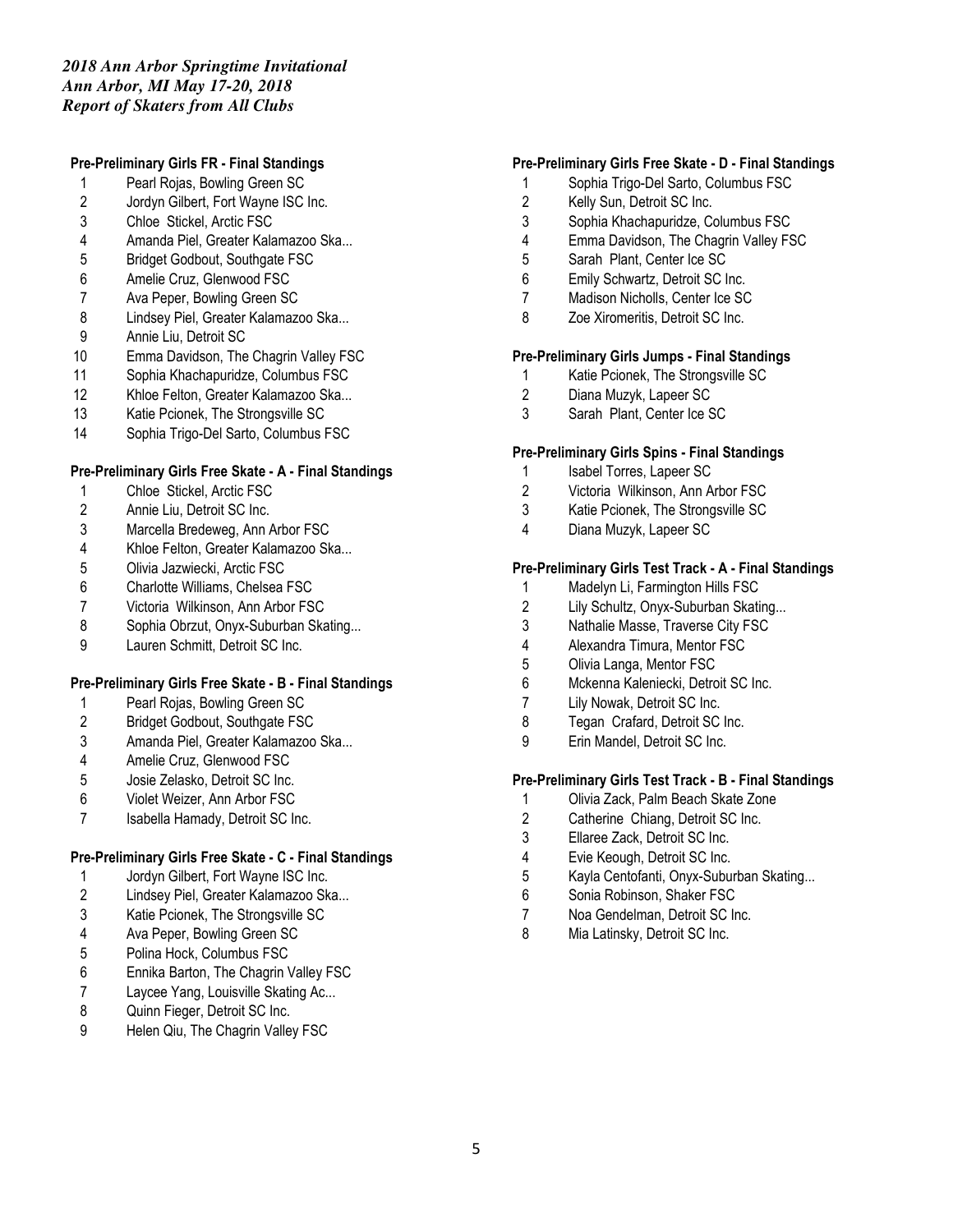*2018 Ann Arbor Springtime Invitational*
*Ann Arbor, MI May 17-20, 2018*
*Report of Skaters from All Clubs*

**Pre-Preliminary Girls FR - Final Standings**

1 Pearl Rojas, Bowling Green SC
2 Jordyn Gilbert, Fort Wayne ISC Inc.
3 Chloe Stickel, Arctic FSC
4 Amanda Piel, Greater Kalamazoo Ska...
5 Bridget Godbout, Southgate FSC
6 Amelie Cruz, Glenwood FSC
7 Ava Peper, Bowling Green SC
8 Lindsey Piel, Greater Kalamazoo Ska...
9 Annie Liu, Detroit SC
10 Emma Davidson, The Chagrin Valley FSC
11 Sophia Khachapuridze, Columbus FSC
12 Khloe Felton, Greater Kalamazoo Ska...
13 Katie Pcionek, The Strongsville SC
14 Sophia Trigo-Del Sarto, Columbus FSC

**Pre-Preliminary Girls Free Skate - A - Final Standings**

1 Chloe Stickel, Arctic FSC
2 Annie Liu, Detroit SC Inc.
3 Marcella Bredeweg, Ann Arbor FSC
4 Khloe Felton, Greater Kalamazoo Ska...
5 Olivia Jazwiecki, Arctic FSC
6 Charlotte Williams, Chelsea FSC
7 Victoria Wilkinson, Ann Arbor FSC
8 Sophia Obrzut, Onyx-Suburban Skating...
9 Lauren Schmitt, Detroit SC Inc.

**Pre-Preliminary Girls Free Skate - B - Final Standings**

1 Pearl Rojas, Bowling Green SC
2 Bridget Godbout, Southgate FSC
3 Amanda Piel, Greater Kalamazoo Ska...
4 Amelie Cruz, Glenwood FSC
5 Josie Zelasko, Detroit SC Inc.
6 Violet Weizer, Ann Arbor FSC
7 Isabella Hamady, Detroit SC Inc.

**Pre-Preliminary Girls Free Skate - C - Final Standings**

1 Jordyn Gilbert, Fort Wayne ISC Inc.
2 Lindsey Piel, Greater Kalamazoo Ska...
3 Katie Pcionek, The Strongsville SC
4 Ava Peper, Bowling Green SC
5 Polina Hock, Columbus FSC
6 Ennika Barton, The Chagrin Valley FSC
7 Laycee Yang, Louisville Skating Ac...
8 Quinn Fieger, Detroit SC Inc.
9 Helen Qiu, The Chagrin Valley FSC

**Pre-Preliminary Girls Free Skate - D - Final Standings**

1 Sophia Trigo-Del Sarto, Columbus FSC
2 Kelly Sun, Detroit SC Inc.
3 Sophia Khachapuridze, Columbus FSC
4 Emma Davidson, The Chagrin Valley FSC
5 Sarah Plant, Center Ice SC
6 Emily Schwartz, Detroit SC Inc.
7 Madison Nicholls, Center Ice SC
8 Zoe Xiromeritis, Detroit SC Inc.

**Pre-Preliminary Girls Jumps - Final Standings**

1 Katie Pcionek, The Strongsville SC
2 Diana Muzyk, Lapeer SC
3 Sarah Plant, Center Ice SC

**Pre-Preliminary Girls Spins - Final Standings**

1 Isabel Torres, Lapeer SC
2 Victoria Wilkinson, Ann Arbor FSC
3 Katie Pcionek, The Strongsville SC
4 Diana Muzyk, Lapeer SC

**Pre-Preliminary Girls Test Track - A - Final Standings**

1 Madelyn Li, Farmington Hills FSC
2 Lily Schultz, Onyx-Suburban Skating...
3 Nathalie Masse, Traverse City FSC
4 Alexandra Timura, Mentor FSC
5 Olivia Langa, Mentor FSC
6 Mckenna Kaleniecki, Detroit SC Inc.
7 Lily Nowak, Detroit SC Inc.
8 Tegan Crafard, Detroit SC Inc.
9 Erin Mandel, Detroit SC Inc.

**Pre-Preliminary Girls Test Track - B - Final Standings**

1 Olivia Zack, Palm Beach Skate Zone
2 Catherine Chiang, Detroit SC Inc.
3 Ellaree Zack, Detroit SC Inc.
4 Evie Keough, Detroit SC Inc.
5 Kayla Centofanti, Onyx-Suburban Skating...
6 Sonia Robinson, Shaker FSC
7 Noa Gendelman, Detroit SC Inc.
8 Mia Latinsky, Detroit SC Inc.